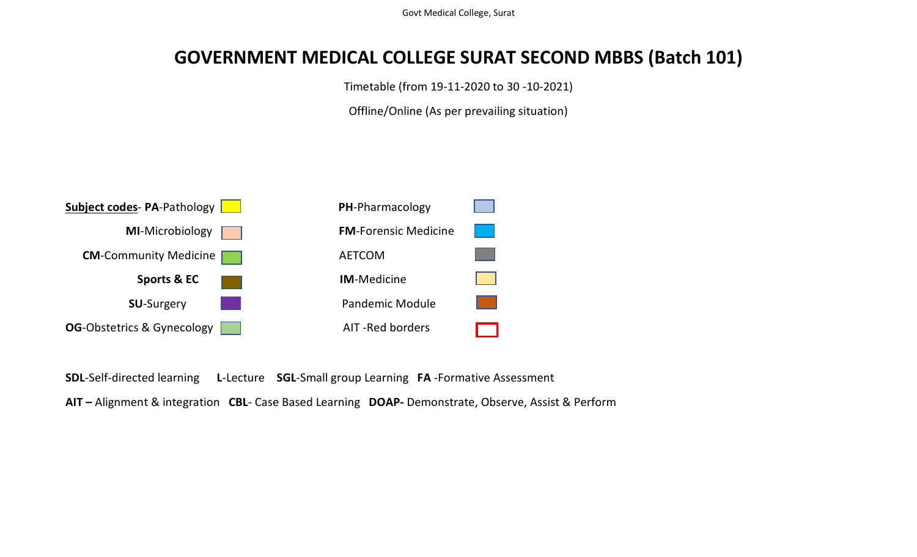# GOVERNMENT MEDICAL COLLEGE SURAT SECOND MBBS (Batch 101)

Timetable (from 19-11-2020 to 30 -10-2021)

Offline/Online (As per prevailing situation)

**Subject codes**- **PA**-Pathology

**MI**-Microbiology

**CM**-Community Medicine

**Sports & EC**

**SU**-Surgery

**OG**-Obstetrics & Gynecology

**PH**-Pharmacology

**FM**-Forensic Medicine

AETCOM

**IM**-Medicine

Pandemic Module

AIT -Red borders

**SDL**-Self-directed learning **L**-Lecture **SGL**-Small group Learning **FA** -Formative Assessment

**AIT –** Alignment & integration **CBL**- Case Based Learning **DOAP-** Demonstrate, Observe, Assist & Perform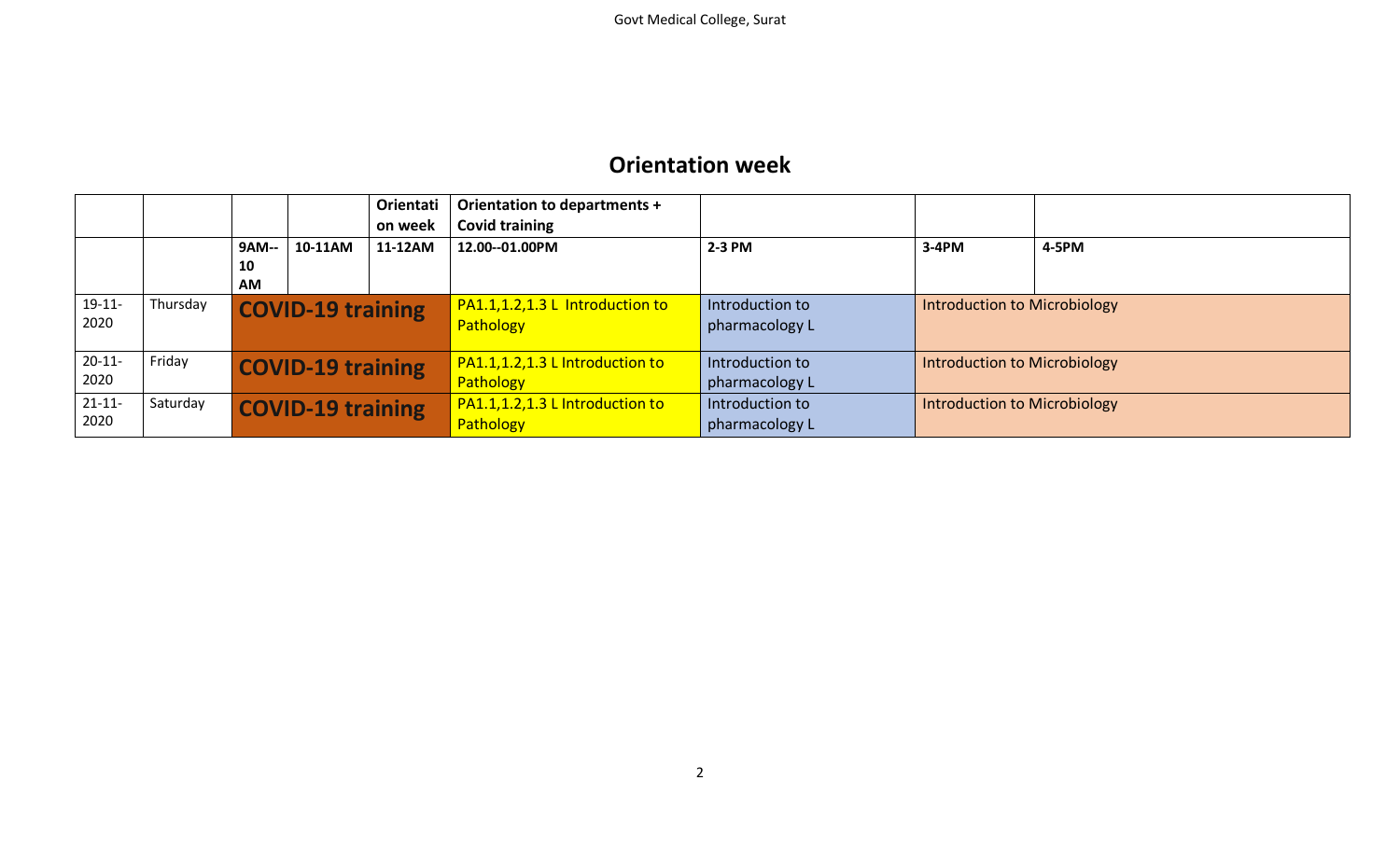## Orientation week

| | | | | Orientation week | Orientation to departments + Covid training | | | |
|---|---|---|---|---|---|---|---|---|
| | | 9AM--10 AM | 10-11AM | 11-12AM | 12.00--01.00PM | 2-3 PM | 3-4PM | 4-5PM |
| 19-11-2020 | Thursday | COVID-19 training | | | PA1.1,1.2,1.3 L Introduction to Pathology | Introduction to pharmacology L | Introduction to Microbiology | |
| 20-11-2020 | Friday | COVID-19 training | | | PA1.1,1.2,1.3 L Introduction to Pathology | Introduction to pharmacology L | Introduction to Microbiology | |
| 21-11-2020 | Saturday | COVID-19 training | | | PA1.1,1.2,1.3 L Introduction to Pathology | Introduction to pharmacology L | Introduction to Microbiology | |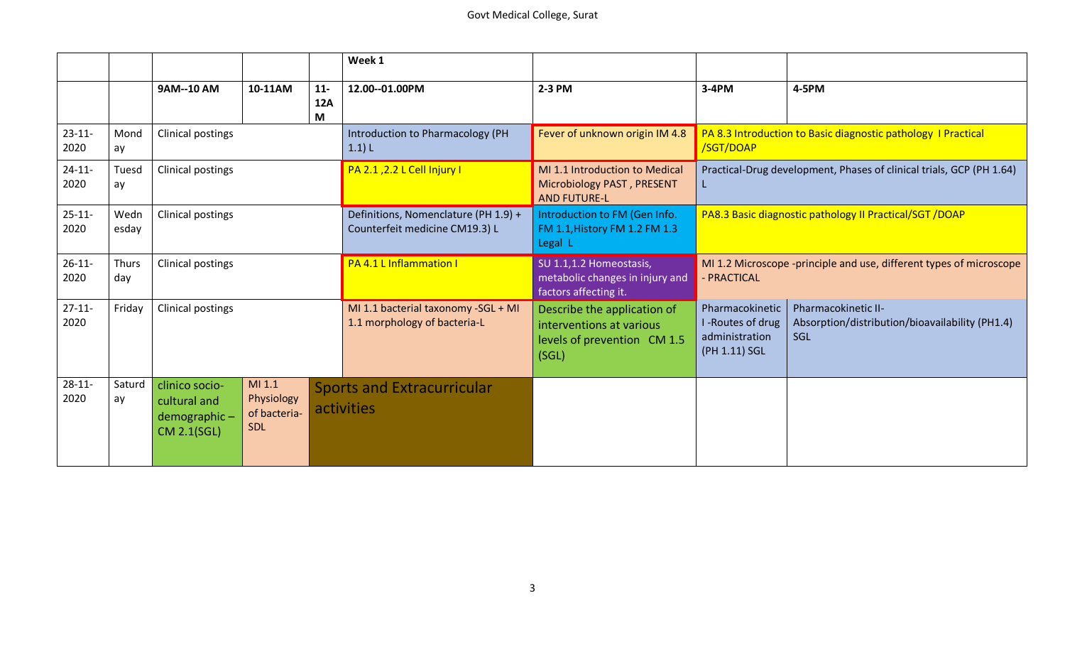| | | | | | Week 1 | | | |
|---|---|---|---|---|---|---|---|---|
| | | 9AM--10 AM | 10-11AM | 11-12AM | 12.00--01.00PM | 2-3 PM | 3-4PM | 4-5PM |
| 23-11-2020 | Monday | Clinical postings | | | Introduction to Pharmacology (PH 1.1) L | Fever of unknown origin IM 4.8 | PA 8.3 Introduction to Basic diagnostic pathology I Practical /SGT/DOAP | |
| 24-11-2020 | Tuesday | Clinical postings | | | PA 2.1 ,2.2 L Cell Injury I | MI 1.1 Introduction to Medical Microbiology PAST , PRESENT AND FUTURE-L | Practical-Drug development, Phases of clinical trials, GCP (PH 1.64) L | |
| 25-11-2020 | Wednesday | Clinical postings | | | Definitions, Nomenclature (PH 1.9) + Counterfeit medicine CM19.3) L | Introduction to FM (Gen Info. FM 1.1,History FM 1.2 FM 1.3 Legal L | PA8.3 Basic diagnostic pathology II Practical/SGT /DOAP | |
| 26-11-2020 | Thursday | Clinical postings | | | PA 4.1 L Inflammation I | SU 1.1,1.2 Homeostasis, metabolic changes in injury and factors affecting it. | MI 1.2 Microscope -principle and use, different types of microscope - PRACTICAL | |
| 27-11-2020 | Friday | Clinical postings | | | MI 1.1 bacterial taxonomy -SGL + MI 1.1 morphology of bacteria-L | Describe the application of interventions at various levels of prevention CM 1.5 (SGL) | Pharmacokinetic I -Routes of drug administration (PH 1.11) SGL | Pharmacokinetic II-Absorption/distribution/bioavailability (PH1.4) SGL |
| 28-11-2020 | Saturday | clinico socio-cultural and demographic – CM 2.1(SGL) | MI 1.1 Physiology of bacteria-SDL | Sports and Extracurricular activities | | | | |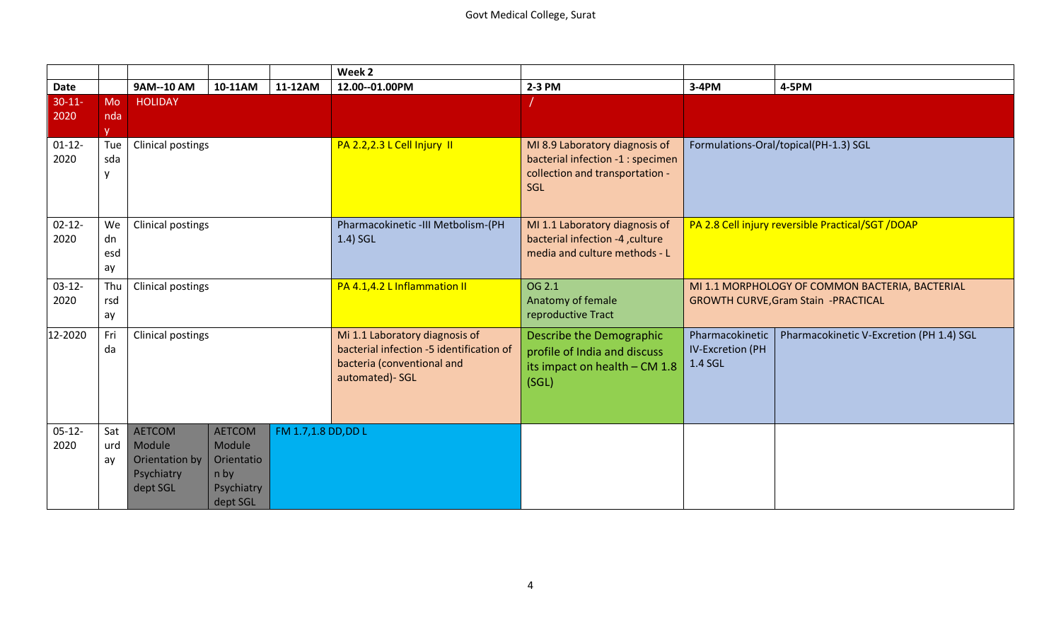| | | | | | Week 2 | | | |
|---|---|---|---|---|---|---|---|---|
| **Date** | | **9AM--10 AM** | **10-11AM** | **11-12AM** | **12.00--01.00PM** | **2-3 PM** | **3-4PM** | **4-5PM** |
| 30-11-2020 | Monday | HOLIDAY | | | | / | | |
| 01-12-2020 | Tuesday | Clinical postings | | | PA 2.2,2.3 L Cell Injury II | MI 8.9 Laboratory diagnosis of bacterial infection -1 : specimen collection and transportation - SGL | Formulations-Oral/topical(PH-1.3) SGL | |
| 02-12-2020 | Wednesday | Clinical postings | | | Pharmacokinetic -III Metbolism-(PH 1.4) SGL | MI 1.1 Laboratory diagnosis of bacterial infection -4 ,culture media and culture methods - L | PA 2.8 Cell injury reversible Practical/SGT /DOAP | |
| 03-12-2020 | Thursday | Clinical postings | | | PA 4.1,4.2 L Inflammation II | OG 2.1 Anatomy of female reproductive Tract | MI 1.1 MORPHOLOGY OF COMMON BACTERIA, BACTERIAL GROWTH CURVE,Gram Stain -PRACTICAL | |
| 12-2020 | Frida | Clinical postings | | | Mi 1.1 Laboratory diagnosis of bacterial infection -5 identification of bacteria (conventional and automated)- SGL | Describe the Demographic profile of India and discuss its impact on health – CM 1.8 (SGL) | Pharmacokinetic IV-Excretion (PH 1.4 SGL | Pharmacokinetic V-Excretion (PH 1.4) SGL |
| 05-12-2020 | Saturday | AETCOM Module Orientation by Psychiatry dept SGL | AETCOM Module Orientation by Psychiatry dept SGL | FM 1.7,1.8 DD,DD L | | | | |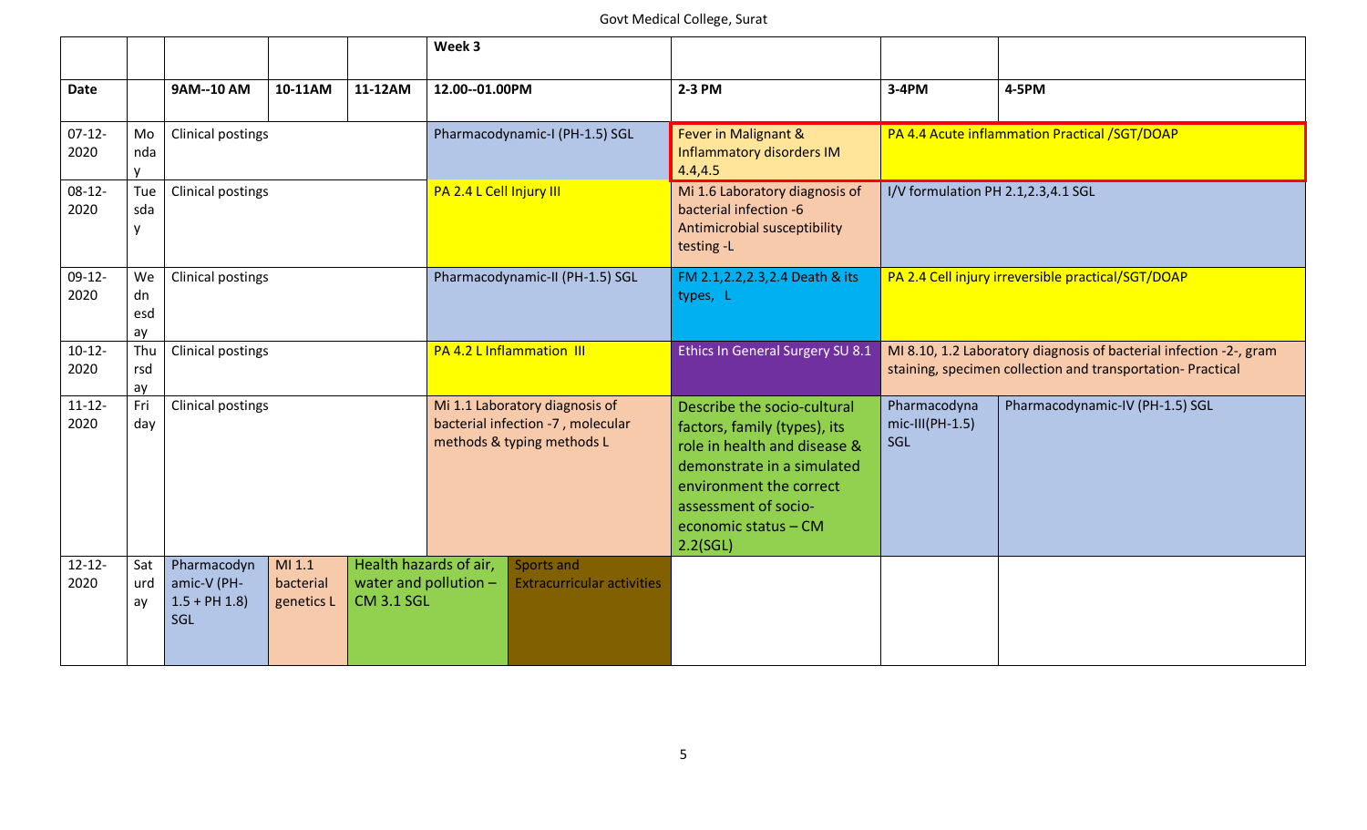| | | | | | Week 3 | | | | |
|---|---|---|---|---|---|---|---|---|---|
| **Date** | | **9AM--10 AM** | **10-11AM** | **11-12AM** | **12.00--01.00PM** | | **2-3 PM** | **3-4PM** | **4-5PM** |
| 07-12-2020 | Monday | Clinical postings | | | Pharmacodynamic-I (PH-1.5) SGL | | Fever in Malignant & Inflammatory disorders IM 4.4,4.5 | PA 4.4 Acute inflammation Practical /SGT/DOAP | |
| 08-12-2020 | Tuesday | Clinical postings | | | PA 2.4 L Cell Injury III | | Mi 1.6 Laboratory diagnosis of bacterial infection -6 Antimicrobial susceptibility testing -L | I/V formulation PH 2.1,2.3,4.1 SGL | |
| 09-12-2020 | Wednesday | Clinical postings | | | Pharmacodynamic-II (PH-1.5) SGL | | FM 2.1,2.2,2.3,2.4 Death & its types, L | PA 2.4 Cell injury irreversible practical/SGT/DOAP | |
| 10-12-2020 | Thursday | Clinical postings | | | PA 4.2 L Inflammation III | | Ethics In General Surgery SU 8.1 | MI 8.10, 1.2 Laboratory diagnosis of bacterial infection -2-, gram staining, specimen collection and transportation- Practical | |
| 11-12-2020 | Friday | Clinical postings | | | Mi 1.1 Laboratory diagnosis of bacterial infection -7 , molecular methods & typing methods L | | Describe the socio-cultural factors, family (types), its role in health and disease & demonstrate in a simulated environment the correct assessment of socio-economic status – CM 2.2(SGL) | Pharmacodynamic-III(PH-1.5) SGL | Pharmacodynamic-IV (PH-1.5) SGL |
| 12-12-2020 | Saturday | Pharmacodynamic-V (PH-1.5 + PH 1.8) SGL | MI 1.1 bacterial genetics L | Health hazards of air, water and pollution – CM 3.1 SGL | | Sports and Extracurricular activities | | | |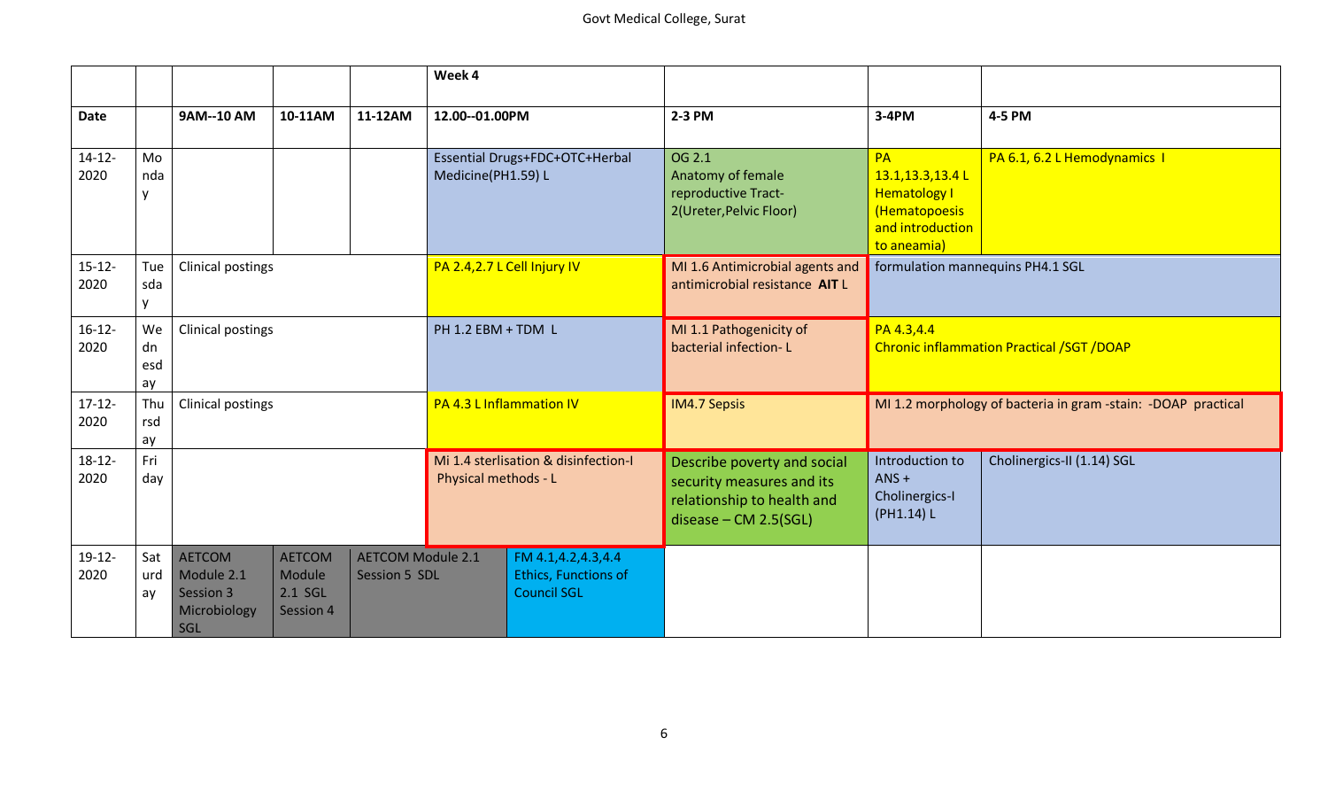| | | | | | Week 4 | | | | |
|---|---|---|---|---|---|---|---|---|---|
| **Date** | | **9AM--10 AM** | **10-11AM** | **11-12AM** | **12.00--01.00PM** | | **2-3 PM** | **3-4PM** | **4-5 PM** |
| 14-12-2020 | Monday | | | | Essential Drugs+FDC+OTC+Herbal Medicine(PH1.59) L | | OG 2.1 Anatomy of female reproductive Tract-2(Ureter,Pelvic Floor) | PA 13.1,13.3,13.4 L Hematology I (Hematopoesis and introduction to aneamia) | PA 6.1, 6.2 L Hemodynamics I |
| 15-12-2020 | Tuesday | Clinical postings | | | PA 2.4,2.7 L Cell Injury IV | | MI 1.6 Antimicrobial agents and antimicrobial resistance **AIT** L | formulation mannequins PH4.1 SGL | |
| 16-12-2020 | Wednesday | Clinical postings | | | PH 1.2 EBM + TDM L | | MI 1.1 Pathogenicity of bacterial infection- L | PA 4.3,4.4 Chronic inflammation Practical /SGT /DOAP | |
| 17-12-2020 | Thursday | Clinical postings | | | PA 4.3 L Inflammation IV | | IM4.7 Sepsis | MI 1.2 morphology of bacteria in gram -stain: -DOAP practical | |
| 18-12-2020 | Friday | | | | Mi 1.4 sterlisation & disinfection-I Physical methods - L | | Describe poverty and social security measures and its relationship to health and disease – CM 2.5(SGL) | Introduction to ANS + Cholinergics-I (PH1.14) L | Cholinergics-II (1.14) SGL |
| 19-12-2020 | Saturday | AETCOM Module 2.1 Session 3 Microbiology SGL | AETCOM Module 2.1 SGL Session 4 | AETCOM Module 2.1 Session 5 SDL | | FM 4.1,4.2,4.3,4.4 Ethics, Functions of Council SGL | | | |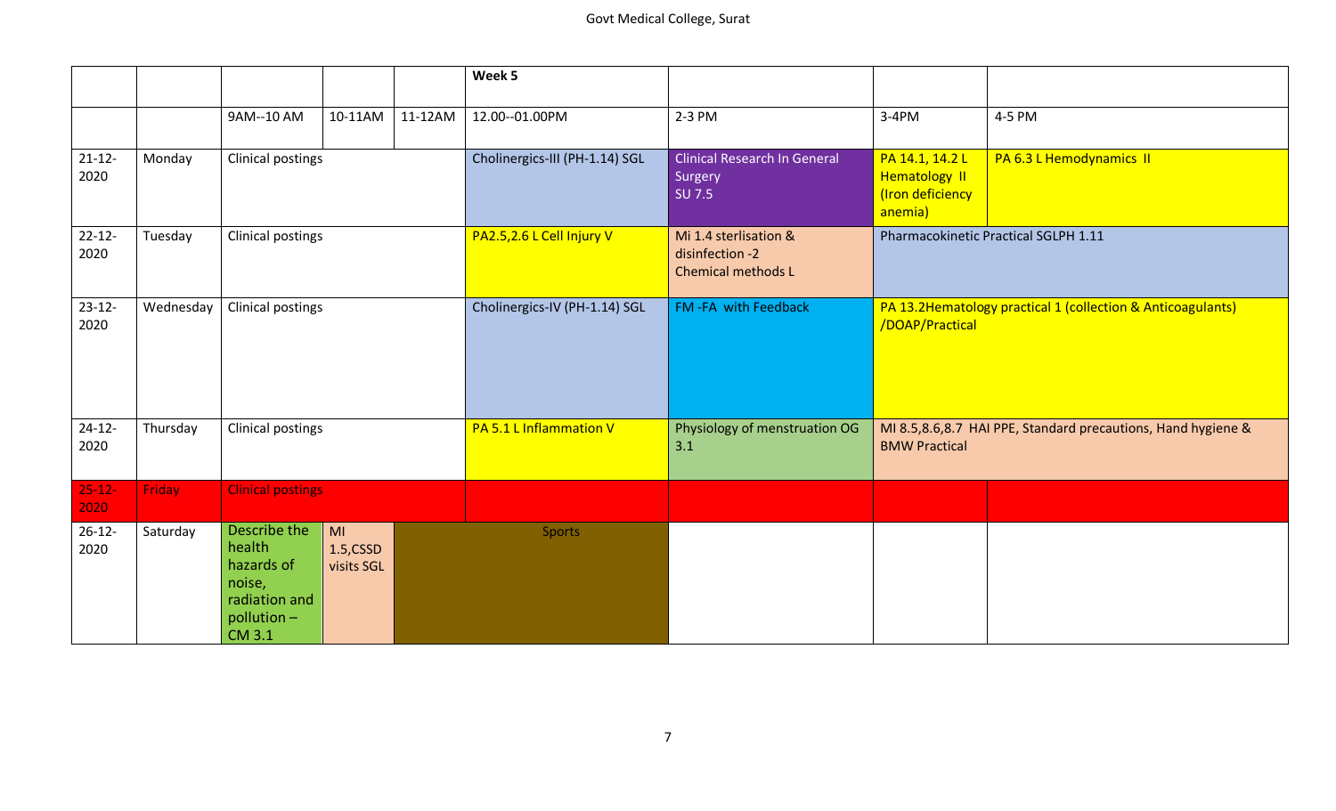| | | | | | Week 5 | | | |
|---|---|---|---|---|---|---|---|---|
| | | 9AM--10 AM | 10-11AM | 11-12AM | 12.00--01.00PM | 2-3 PM | 3-4PM | 4-5 PM |
| 21-12-2020 | Monday | Clinical postings | | | Cholinergics-III (PH-1.14) SGL | Clinical Research In General Surgery SU 7.5 | PA 14.1, 14.2 L Hematology II (Iron deficiency anemia) | PA 6.3 L Hemodynamics II |
| 22-12-2020 | Tuesday | Clinical postings | | | PA2.5,2.6 L Cell Injury V | Mi 1.4 sterlisation & disinfection -2 Chemical methods L | Pharmacokinetic Practical SGLPH 1.11 | |
| 23-12-2020 | Wednesday | Clinical postings | | | Cholinergics-IV (PH-1.14) SGL | FM -FA with Feedback | PA 13.2Hematology practical 1 (collection & Anticoagulants) /DOAP/Practical | |
| 24-12-2020 | Thursday | Clinical postings | | | PA 5.1 L Inflammation V | Physiology of menstruation OG 3.1 | MI 8.5,8.6,8.7 HAI PPE, Standard precautions, Hand hygiene & BMW Practical | |
| 25-12-2020 | Friday | Clinical postings | | | | | | |
| 26-12-2020 | Saturday | Describe the health hazards of noise, radiation and pollution – CM 3.1 | MI 1.5,CSSD visits SGL | Sports | | | | |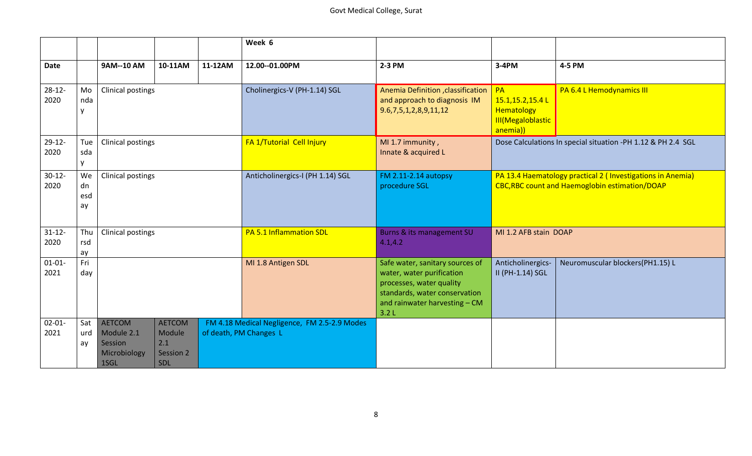| | | | | | Week 6 | | | |
|---|---|---|---|---|---|---|---|---|
| **Date** | | **9AM--10 AM** | **10-11AM** | **11-12AM** | **12.00--01.00PM** | **2-3 PM** | **3-4PM** | **4-5 PM** |
| 28-12-2020 | Monday | Clinical postings | | | Cholinergics-V (PH-1.14) SGL | Anemia Definition ,classification and approach to diagnosis IM 9.6,7,5,1,2,8,9,11,12 | PA 15.1,15.2,15.4 L Hematology III(Megaloblastic anemia)) | PA 6.4 L Hemodynamics III |
| 29-12-2020 | Tuesday | Clinical postings | | | FA 1/Tutorial Cell Injury | MI 1.7 immunity , Innate & acquired L | Dose Calculations In special situation -PH 1.12 & PH 2.4 SGL | |
| 30-12-2020 | Wednesday | Clinical postings | | | Anticholinergics-I (PH 1.14) SGL | FM 2.11-2.14 autopsy procedure SGL | PA 13.4 Haematology practical 2 ( Investigations in Anemia) CBC,RBC count and Haemoglobin estimation/DOAP | |
| 31-12-2020 | Thursday | Clinical postings | | | PA 5.1 Inflammation SDL | Burns & its management SU 4.1,4.2 | MI 1.2 AFB stain DOAP | |
| 01-01-2021 | Friday | | | | MI 1.8 Antigen SDL | Safe water, sanitary sources of water, water purification processes, water quality standards, water conservation and rainwater harvesting – CM 3.2 L | Anticholinergics-II (PH-1.14) SGL | Neuromuscular blockers(PH1.15) L |
| 02-01-2021 | Saturday | AETCOM Module 2.1 Session Microbiology 1SGL | AETCOM Module 2.1 Session 2 SDL | FM 4.18 Medical Negligence, FM 2.5-2.9 Modes of death, PM Changes L | | | | |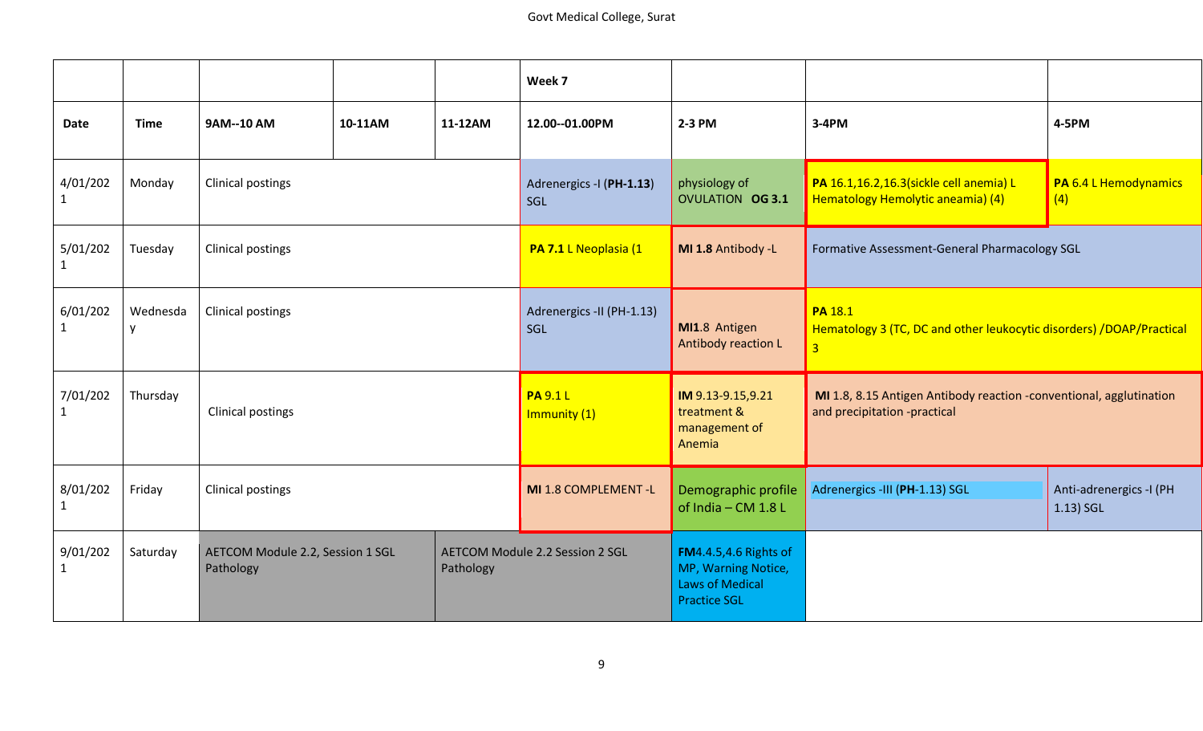| | | | | | Week 7 | | | |
|---|---|---|---|---|---|---|---|---|
| **Date** | **Time** | **9AM--10 AM** | **10-11AM** | **11-12AM** | **12.00--01.00PM** | **2-3 PM** | **3-4PM** | **4-5PM** |
| 4/01/2021 | Monday | Clinical postings | | | Adrenergics -I (**PH-1.13**) SGL | physiology of OVULATION **OG 3.1** | **PA** 16.1,16.2,16.3(sickle cell anemia) L Hematology Hemolytic aneamia) (4) | **PA** 6.4 L Hemodynamics (4) |
| 5/01/2021 | Tuesday | Clinical postings | | | **PA 7.1** L Neoplasia (1 | **MI 1.8** Antibody -L | Formative Assessment-General Pharmacology SGL | |
| 6/01/2021 | Wednesday | Clinical postings | | | Adrenergics -II (PH-1.13) SGL | **MI1**.8 Antigen Antibody reaction L | **PA** 18.1 Hematology 3 (TC, DC and other leukocytic disorders) /DOAP/Practical 3 | |
| 7/01/2021 | Thursday | Clinical postings | | | **PA** 9.1 L Immunity (1) | **IM** 9.13-9.15,9.21 treatment & management of Anemia | **MI** 1.8, 8.15 Antigen Antibody reaction -conventional, agglutination and precipitation -practical | |
| 8/01/2021 | Friday | Clinical postings | | | **MI** 1.8 COMPLEMENT -L | Demographic profile of India – CM 1.8 L | Adrenergics -III (**PH**-1.13) SGL | Anti-adrenergics -I (PH 1.13) SGL |
| 9/01/2021 | Saturday | AETCOM Module 2.2, Session 1 SGL Pathology | | AETCOM Module 2.2 Session 2 SGL Pathology | | **FM**4.4.5,4.6 Rights of MP, Warning Notice, Laws of Medical Practice SGL | | |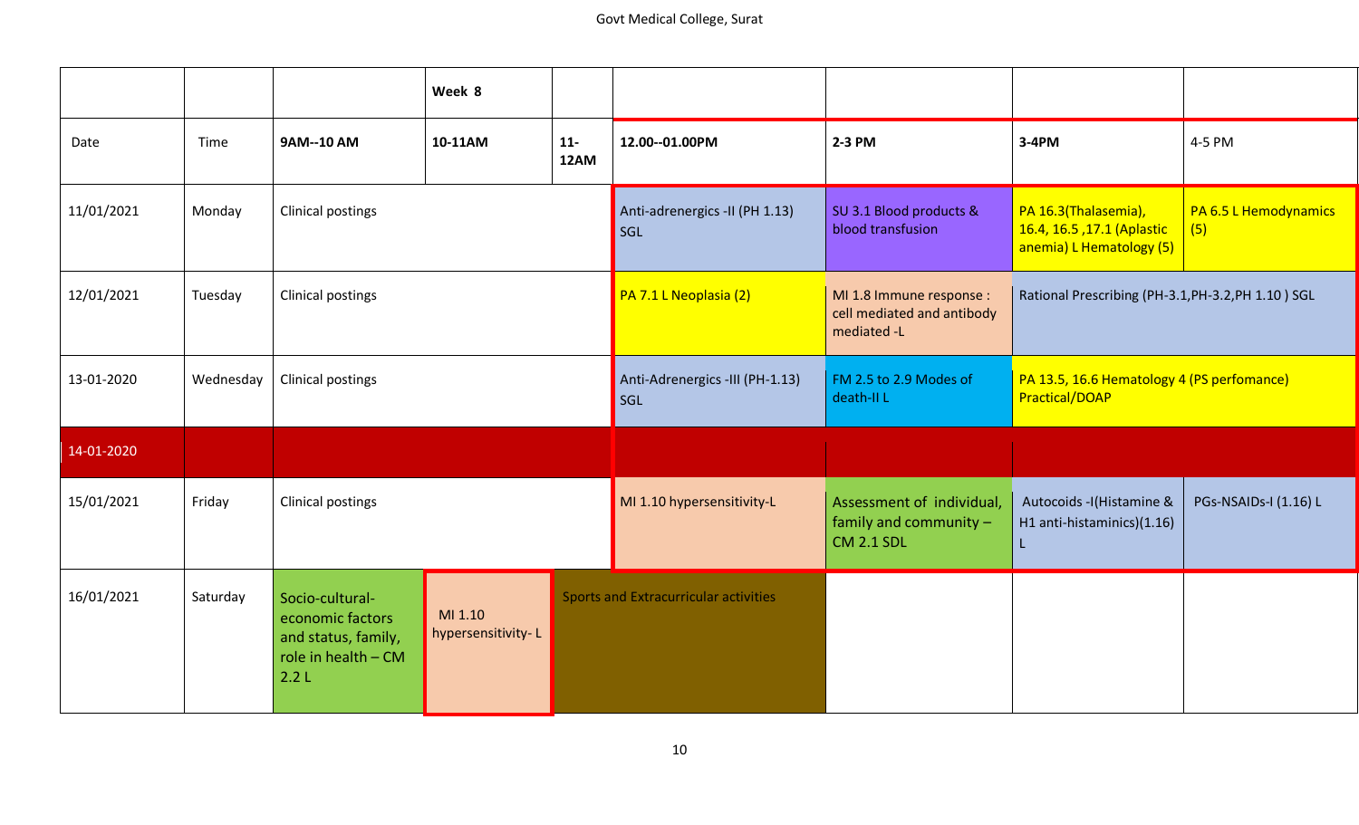|  |  |  | Week 8 |  |  |  |  |  |
|---|---|---|---|---|---|---|---|---|
| Date | Time | 9AM--10 AM | 10-11AM | 11-12AM | 12.00--01.00PM | 2-3 PM | 3-4PM | 4-5 PM |
| 11/01/2021 | Monday | Clinical postings | | | Anti-adrenergics -II (PH 1.13) SGL | SU 3.1 Blood products & blood transfusion | PA 16.3(Thalasemia), 16.4, 16.5 ,17.1 (Aplastic anemia) L Hematology (5) | PA 6.5 L Hemodynamics (5) |
| 12/01/2021 | Tuesday | Clinical postings | | | PA 7.1 L Neoplasia (2) | MI 1.8 Immune response : cell mediated and antibody mediated -L | Rational Prescribing (PH-3.1,PH-3.2,PH 1.10 ) SGL | |
| 13-01-2020 | Wednesday | Clinical postings | | | Anti-Adrenergics -III (PH-1.13) SGL | FM 2.5 to 2.9 Modes of death-II L | PA 13.5, 16.6 Hematology 4 (PS perfomance) Practical/DOAP | |
| 14-01-2020 |  |  |  |  |  |  |  |  |
| 15/01/2021 | Friday | Clinical postings | | | MI 1.10 hypersensitivity-L | Assessment of individual, family and community – CM 2.1 SDL | Autocoids -I(Histamine & H1 anti-histaminics)(1.16) L | PGs-NSAIDs-I (1.16) L |
| 16/01/2021 | Saturday | Socio-cultural-economic factors and status, family, role in health – CM 2.2 L | MI 1.10 hypersensitivity- L | Sports and Extracurricular activities | | | | |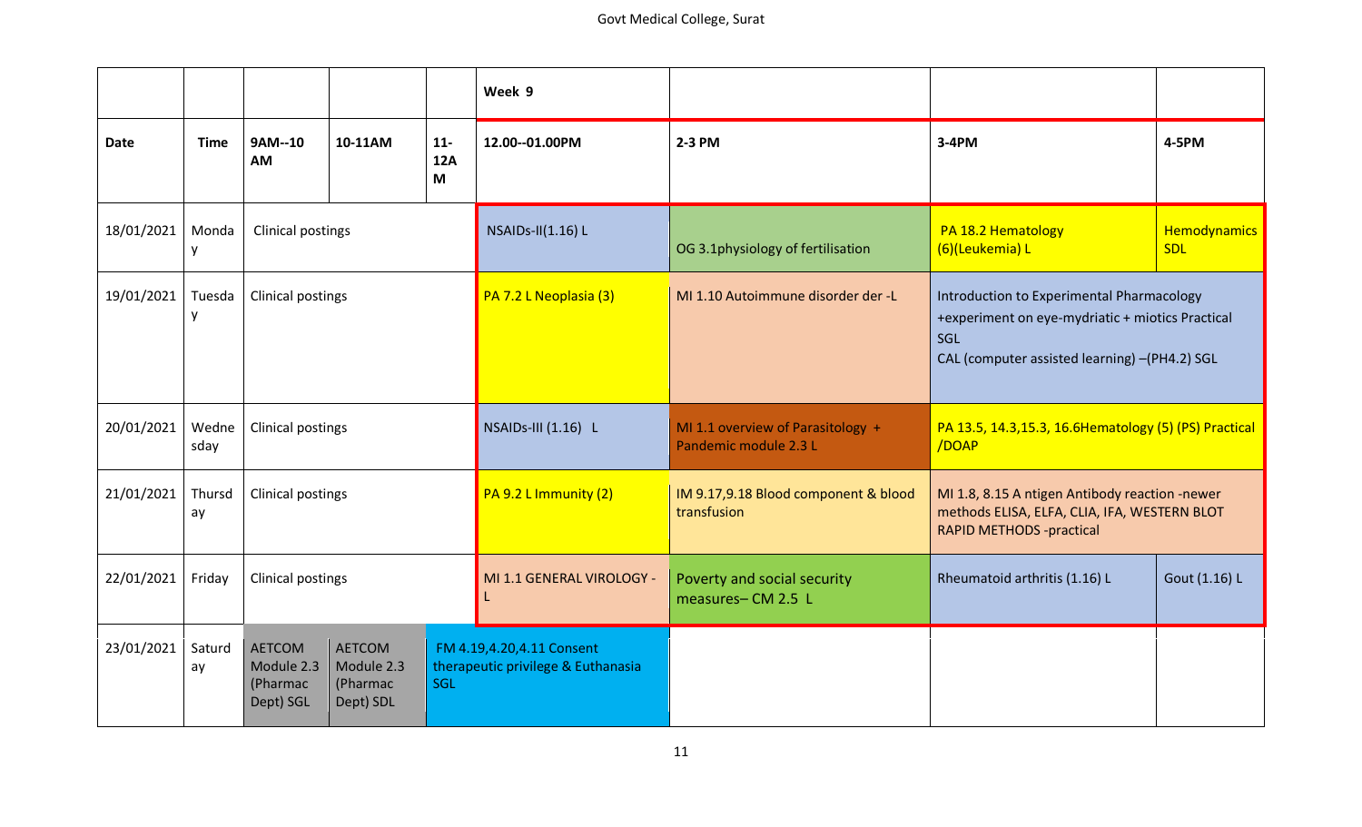| | | | | | Week 9 | | | |
|---|---|---|---|---|---|---|---|---|
| **Date** | **Time** | **9AM--10 AM** | **10-11AM** | **11-12AM** | **12.00--01.00PM** | **2-3 PM** | **3-4PM** | **4-5PM** |
| 18/01/2021 | Monday | Clinical postings | | | NSAIDs-II(1.16) L | OG 3.1physiology of fertilisation | PA 18.2 Hematology (6)(Leukemia) L | Hemodynamics SDL |
| 19/01/2021 | Tuesday | Clinical postings | | | PA 7.2 L Neoplasia (3) | MI 1.10 Autoimmune disorder der -L | Introduction to Experimental Pharmacology +experiment on eye-mydriatic + miotics Practical SGL CAL (computer assisted learning) –(PH4.2) SGL | |
| 20/01/2021 | Wednesday | Clinical postings | | | NSAIDs-III (1.16) L | MI 1.1 overview of Parasitology + Pandemic module 2.3 L | PA 13.5, 14.3,15.3, 16.6Hematology (5) (PS) Practical /DOAP | |
| 21/01/2021 | Thursday | Clinical postings | | | PA 9.2 L Immunity (2) | IM 9.17,9.18 Blood component & blood transfusion | MI 1.8, 8.15 A ntigen Antibody reaction -newer methods ELISA, ELFA, CLIA, IFA, WESTERN BLOT RAPID METHODS -practical | |
| 22/01/2021 | Friday | Clinical postings | | | MI 1.1 GENERAL VIROLOGY -L | Poverty and social security measures– CM 2.5 L | Rheumatoid arthritis (1.16) L | Gout (1.16) L |
| 23/01/2021 | Saturday | AETCOM Module 2.3 (Pharmac Dept) SGL | AETCOM Module 2.3 (Pharmac Dept) SDL | FM 4.19,4.20,4.11 Consent therapeutic privilege & Euthanasia SGL | | | | |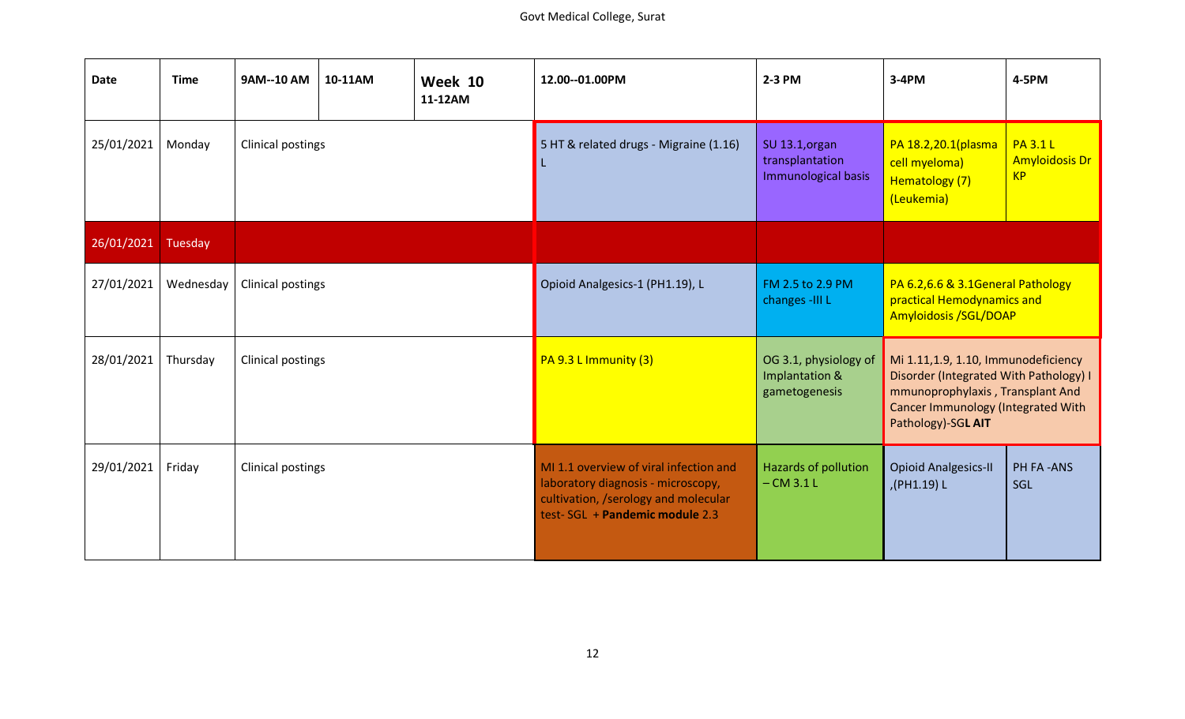| Date | Time | 9AM--10 AM | 10-11AM | **Week 10** 11-12AM | 12.00--01.00PM | 2-3 PM | 3-4PM | 4-5PM |
|---|---|---|---|---|---|---|---|---|
| 25/01/2021 | Monday | Clinical postings | | | 5 HT & related drugs - Migraine (1.16) L | SU 13.1,organ transplantation Immunological basis | PA 18.2,20.1(plasma cell myeloma) Hematology (7) (Leukemia) | PA 3.1 L Amyloidosis Dr KP |
| 26/01/2021 | Tuesday | | | | | | | |
| 27/01/2021 | Wednesday | Clinical postings | | | Opioid Analgesics-1 (PH1.19), L | FM 2.5 to 2.9 PM changes -III L | PA 6.2,6.6 & 3.1General Pathology practical Hemodynamics and Amyloidosis /SGL/DOAP | |
| 28/01/2021 | Thursday | Clinical postings | | | PA 9.3 L Immunity (3) | OG 3.1, physiology of Implantation & gametogenesis | Mi 1.11,1.9, 1.10, Immunodeficiency Disorder (Integrated With Pathology) I mmunoprophylaxis , Transplant And Cancer Immunology (Integrated With Pathology)-SG**L AIT** | |
| 29/01/2021 | Friday | Clinical postings | | | MI 1.1 overview of viral infection and laboratory diagnosis - microscopy, cultivation, /serology and molecular test- SGL + **Pandemic module** 2.3 | Hazards of pollution – CM 3.1 L | Opioid Analgesics-II ,(PH1.19) L | PH FA -ANS SGL |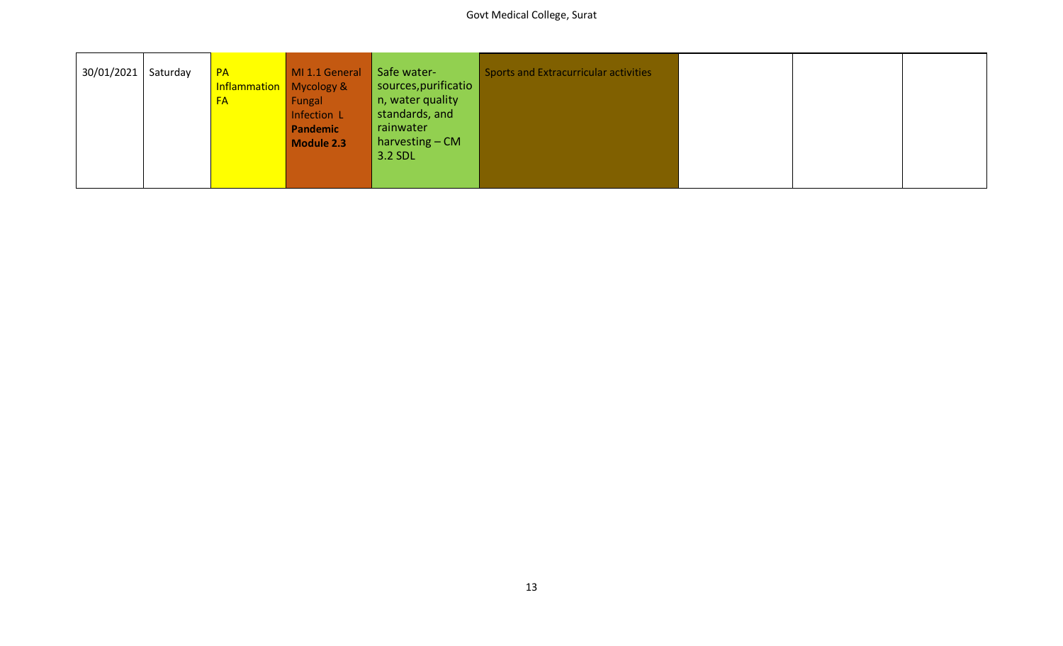| 30/01/2021 | Saturday | PA Inflammation FA | MI 1.1 General Mycology & Fungal Infection L **Pandemic Module 2.3** | Safe water-sources,purification, water quality standards, and rainwater harvesting – CM 3.2 SDL | Sports and Extracurricular activities | | | |
|---|---|---|---|---|---|---|---|---|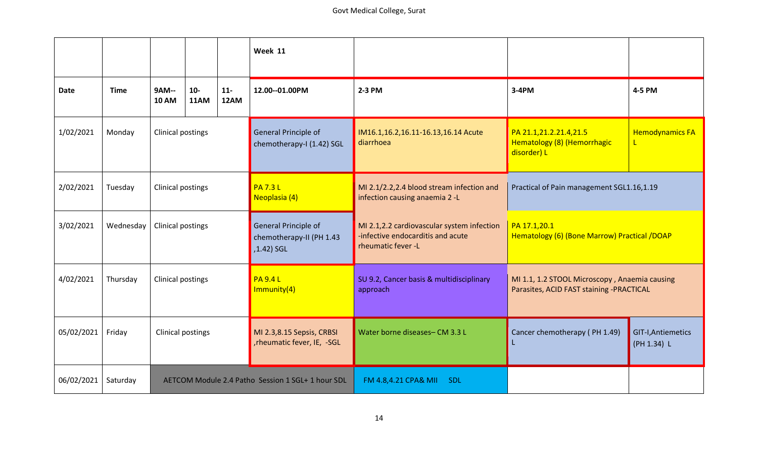| | | | | | Week 11 | | | |
|---|---|---|---|---|---|---|---|---|
| Date | Time | 9AM-- 10 AM | 10- 11AM | 11- 12AM | 12.00--01.00PM | 2-3 PM | 3-4PM | 4-5 PM |
| 1/02/2021 | Monday | Clinical postings | | | General Principle of chemotherapy-I (1.42) SGL | IM16.1,16.2,16.11-16.13,16.14 Acute diarrhoea | PA 21.1,21.2.21.4,21.5 Hematology (8) (Hemorrhagic disorder) L | Hemodynamics FA L |
| 2/02/2021 | Tuesday | Clinical postings | | | PA 7.3 L Neoplasia (4) | MI 2.1/2.2,2.4 blood stream infection and infection causing anaemia 2 -L | Practical of Pain management SGL1.16,1.19 | |
| 3/02/2021 | Wednesday | Clinical postings | | | General Principle of chemotherapy-II (PH 1.43 ,1.42) SGL | MI 2.1,2.2 cardiovascular system infection -infective endocarditis and acute rheumatic fever -L | PA 17.1,20.1 Hematology (6) (Bone Marrow) Practical /DOAP | |
| 4/02/2021 | Thursday | Clinical postings | | | PA 9.4 L Immunity(4) | SU 9.2, Cancer basis & multidisciplinary approach | MI 1.1, 1.2 STOOL Microscopy , Anaemia causing Parasites, ACID FAST staining -PRACTICAL | |
| 05/02/2021 | Friday | Clinical postings | | | MI 2.3,8.15 Sepsis, CRBSI ,rheumatic fever, IE, -SGL | Water borne diseases– CM 3.3 L | Cancer chemotherapy ( PH 1.49) L | GIT-I,Antiemetics (PH 1.34) L |
| 06/02/2021 | Saturday | AETCOM Module 2.4 Patho Session 1 SGL+ 1 hour SDL | | | | FM 4.8,4.21 CPA& MII SDL | | |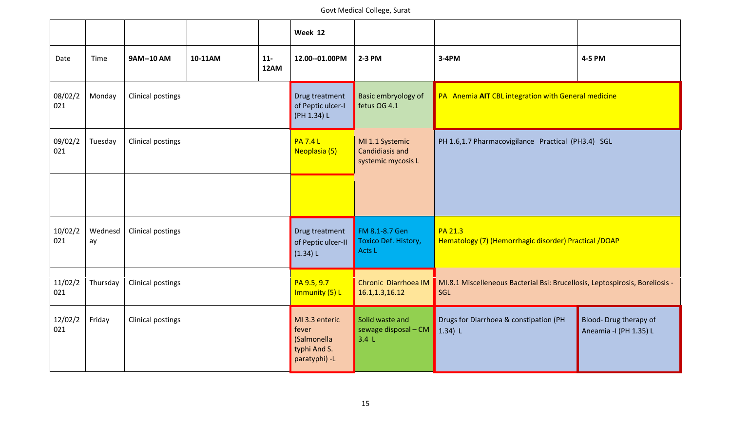| | | | | | Week 12 | | | |
|---|---|---|---|---|---|---|---|---|
| Date | Time | 9AM--10 AM | 10-11AM | 11-12AM | 12.00--01.00PM | 2-3 PM | 3-4PM | 4-5 PM |
| 08/02/2021 | Monday | Clinical postings | | | Drug treatment of Peptic ulcer-I (PH 1.34) L | Basic embryology of fetus OG 4.1 | PA Anemia **AIT** CBL integration with General medicine | |
| 09/02/2021 | Tuesday | Clinical postings | | | PA 7.4 L Neoplasia (5) | MI 1.1 Systemic Candidiasis and systemic mycosis L | PH 1.6,1.7 Pharmacovigilance Practical (PH3.4) SGL | |
| | | | | | | | | |
| 10/02/2021 | Wednesday | Clinical postings | | | Drug treatment of Peptic ulcer-II (1.34) L | FM 8.1-8.7 Gen Toxico Def. History, Acts L | PA 21.3 Hematology (7) (Hemorrhagic disorder) Practical /DOAP | |
| 11/02/2021 | Thursday | Clinical postings | | | PA 9.5, 9.7 Immunity (5) L | Chronic Diarrhoea IM 16.1,1.3,16.12 | MI.8.1 Miscelleneous Bacterial Bsi: Brucellosis, Leptospirosis, Boreliosis - SGL | |
| 12/02/2021 | Friday | Clinical postings | | | MI 3.3 enteric fever (Salmonella typhi And S. paratyphi) -L | Solid waste and sewage disposal – CM 3.4 L | Drugs for Diarrhoea & constipation (PH 1.34) L | Blood- Drug therapy of Aneamia -I (PH 1.35) L |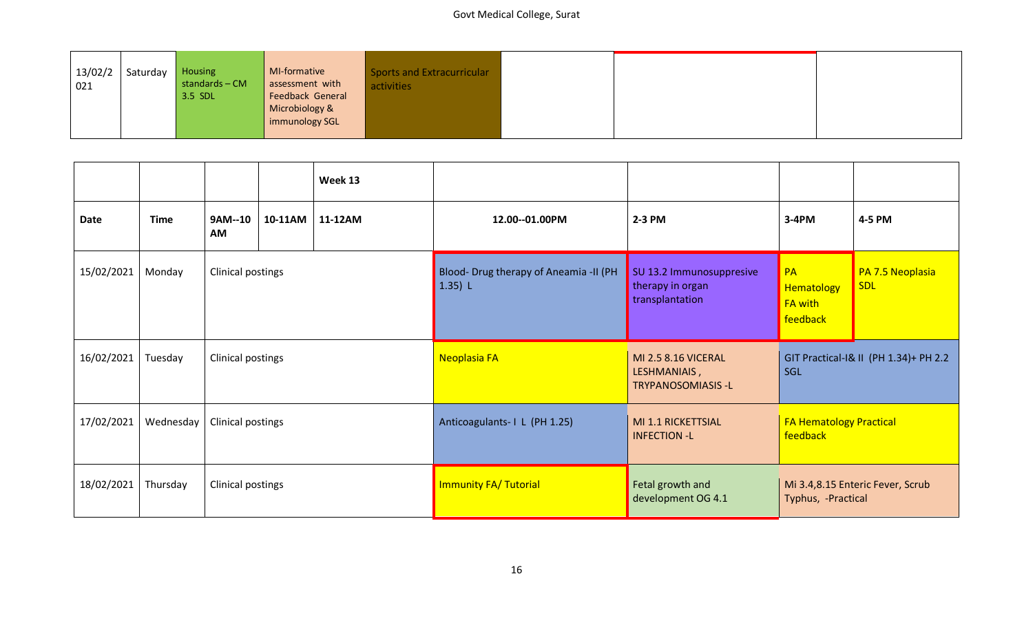| 13/02/2021 | Saturday | Housing standards – CM 3.5 SDL | MI-formative assessment with Feedback General Microbiology & immunology SGL | Sports and Extracurricular activities | | | |
|---|---|---|---|---|---|---|---|

| | | | | Week 13 | | | | |
|---|---|---|---|---|---|---|---|---|
| **Date** | **Time** | **9AM--10 AM** | **10-11AM** | **11-12AM** | **12.00--01.00PM** | **2-3 PM** | **3-4PM** | **4-5 PM** |
| 15/02/2021 | Monday | Clinical postings | | | Blood- Drug therapy of Aneamia -II (PH 1.35) L | SU 13.2 Immunosuppresive therapy in organ transplantation | PA Hematology FA with feedback | PA 7.5 Neoplasia SDL |
| 16/02/2021 | Tuesday | Clinical postings | | | Neoplasia FA | MI 2.5 8.16 VICERAL LESHMANIAIS , TRYPANOSOMIASIS -L | GIT Practical-I& II (PH 1.34)+ PH 2.2 SGL | |
| 17/02/2021 | Wednesday | Clinical postings | | | Anticoagulants- I L (PH 1.25) | MI 1.1 RICKETTSIAL INFECTION -L | FA Hematology Practical feedback | |
| 18/02/2021 | Thursday | Clinical postings | | | Immunity FA/ Tutorial | Fetal growth and development OG 4.1 | Mi 3.4,8.15 Enteric Fever, Scrub Typhus, -Practical | |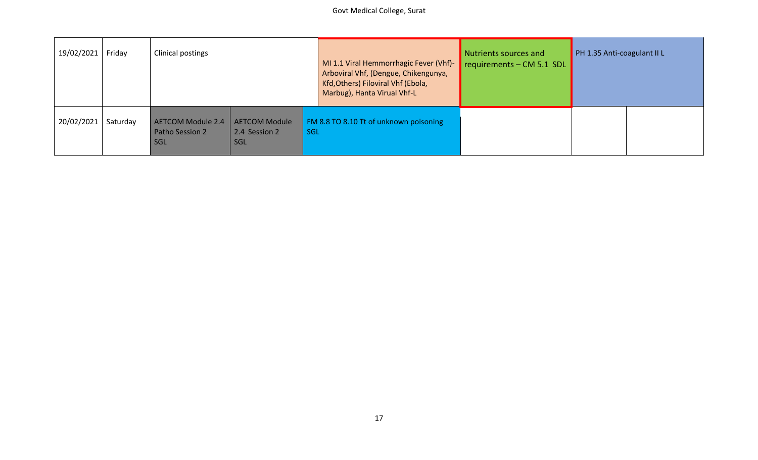| 19/02/2021 | Friday | Clinical postings | | MI 1.1 Viral Hemmorrhagic Fever (Vhf)- Arboviral Vhf, (Dengue, Chikengunya, Kfd,Others) Filoviral Vhf (Ebola, Marbug), Hanta Virual Vhf-L | Nutrients sources and requirements – CM 5.1 SDL | PH 1.35 Anti-coagulant II L | |
|---|---|---|---|---|---|---|---|
| 20/02/2021 | Saturday | AETCOM Module 2.4 Patho Session 2 SGL | AETCOM Module 2.4 Session 2 SGL | FM 8.8 TO 8.10 Tt of unknown poisoning SGL | | | |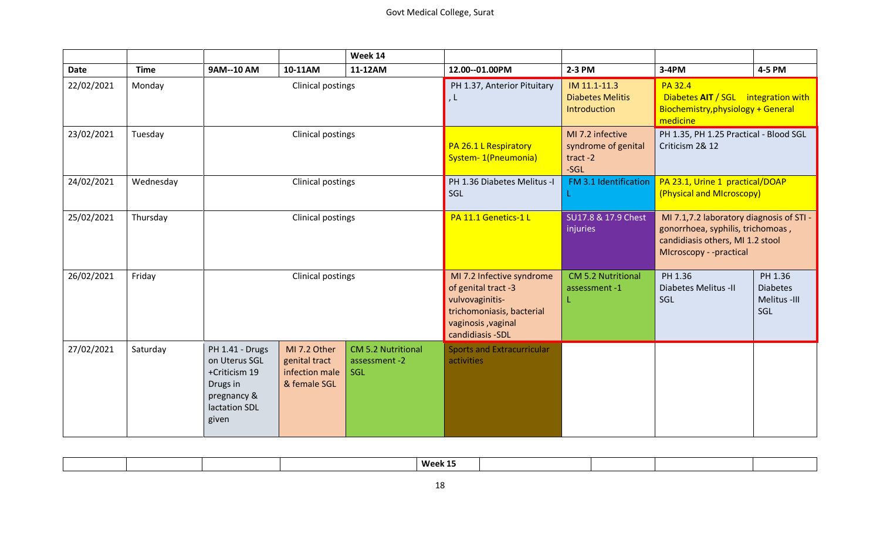Govt Medical College, Surat

| | | | | Week 14 | | | | |
|---|---|---|---|---|---|---|---|---|
| **Date** | **Time** | **9AM--10 AM** | **10-11AM** | **11-12AM** | **12.00--01.00PM** | **2-3 PM** | **3-4PM** | **4-5 PM** |
| 22/02/2021 | Monday | Clinical postings | | | PH 1.37, Anterior Pituitary , L | IM 11.1-11.3 Diabetes Melitis Introduction | PA 32.4 Diabetes **AIT** / SGL integration with Biochemistry,physiology + General medicine | |
| 23/02/2021 | Tuesday | Clinical postings | | | PA 26.1 L Respiratory System- 1(Pneumonia) | MI 7.2 infective syndrome of genital tract -2 -SGL | PH 1.35, PH 1.25 Practical - Blood SGL Criticism 2& 12 | |
| 24/02/2021 | Wednesday | Clinical postings | | | PH 1.36 Diabetes Melitus -I SGL | FM 3.1 Identification L | PA 23.1, Urine 1 practical/DOAP (Physical and MIcroscopy) | |
| 25/02/2021 | Thursday | Clinical postings | | | PA 11.1 Genetics-1 L | SU17.8 & 17.9 Chest injuries | MI 7.1,7.2 laboratory diagnosis of STI - gonorrhoea, syphilis, trichomoas , candidiasis others, MI 1.2 stool MIcroscopy - -practical | |
| 26/02/2021 | Friday | Clinical postings | | | MI 7.2 Infective syndrome of genital tract -3 vulvovaginitis- trichomoniasis, bacterial vaginosis ,vaginal candidiasis -SDL | CM 5.2 Nutritional assessment -1 L | PH 1.36 Diabetes Melitus -II SGL | PH 1.36 Diabetes Melitus -III SGL |
| 27/02/2021 | Saturday | PH 1.41 - Drugs on Uterus SGL +Criticism 19 Drugs in pregnancy & lactation SDL given | MI 7.2 Other genital tract infection male & female SGL | CM 5.2 Nutritional assessment -2 SGL | Sports and Extracurricular activities | | | |

| | | | | Week 15 | | | | |
|---|---|---|---|---|---|---|---|---|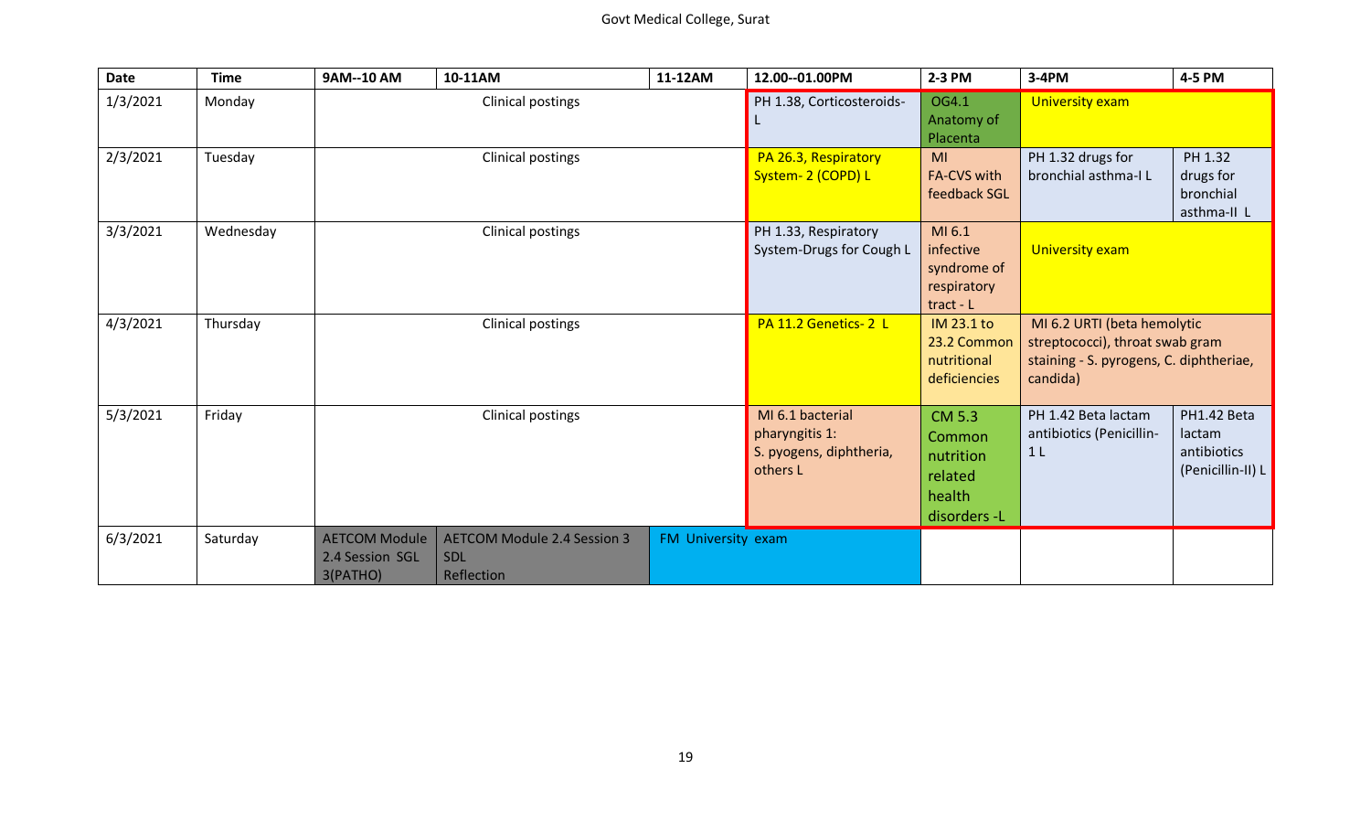| Date | Time | 9AM--10 AM | 10-11AM | 11-12AM | 12.00--01.00PM | 2-3 PM | 3-4PM | 4-5 PM |
|---|---|---|---|---|---|---|---|---|
| 1/3/2021 | Monday | Clinical postings | | | PH 1.38, Corticosteroids-L | OG4.1 Anatomy of Placenta | University exam | |
| 2/3/2021 | Tuesday | Clinical postings | | | PA 26.3, Respiratory System- 2 (COPD) L | MI FA-CVS with feedback SGL | PH 1.32 drugs for bronchial asthma-I L | PH 1.32 drugs for bronchial asthma-II L |
| 3/3/2021 | Wednesday | Clinical postings | | | PH 1.33, Respiratory System-Drugs for Cough L | MI 6.1 infective syndrome of respiratory tract - L | University exam | |
| 4/3/2021 | Thursday | Clinical postings | | | PA 11.2 Genetics- 2 L | IM 23.1 to 23.2 Common nutritional deficiencies | MI 6.2 URTI (beta hemolytic streptococci), throat swab gram staining - S. pyrogens, C. diphtheriae, candida) | |
| 5/3/2021 | Friday | Clinical postings | | | MI 6.1 bacterial pharyngitis 1: S. pyogens, diphtheria, others L | CM 5.3 Common nutrition related health disorders -L | PH 1.42 Beta lactam antibiotics (Penicillin-1 L | PH1.42 Beta lactam antibiotics (Penicillin-II) L |
| 6/3/2021 | Saturday | AETCOM Module 2.4 Session SGL 3(PATHO) | AETCOM Module 2.4 Session 3 SDL Reflection | FM University exam | | | | |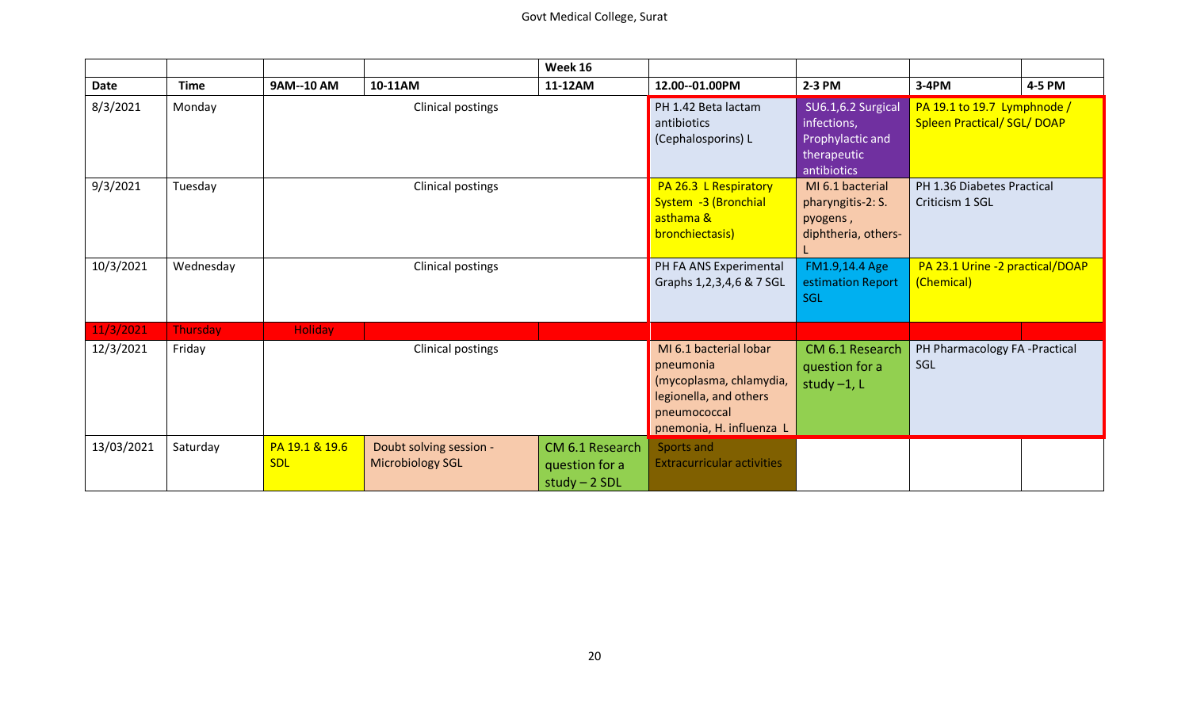| | | | | Week 16 | | | | |
|---|---|---|---|---|---|---|---|---|
| **Date** | **Time** | **9AM--10 AM** | **10-11AM** | **11-12AM** | **12.00--01.00PM** | **2-3 PM** | **3-4PM** | **4-5 PM** |
| 8/3/2021 | Monday | Clinical postings | | | PH 1.42 Beta lactam antibiotics (Cephalosporins) L | SU6.1,6.2 Surgical infections, Prophylactic and therapeutic antibiotics | PA 19.1 to 19.7 Lymphnode / Spleen Practical/ SGL/ DOAP | |
| 9/3/2021 | Tuesday | Clinical postings | | | PA 26.3 L Respiratory System -3 (Bronchial asthama & bronchiectasis) | MI 6.1 bacterial pharyngitis-2: S. pyogens , diphtheria, others- L | PH 1.36 Diabetes Practical Criticism 1 SGL | |
| 10/3/2021 | Wednesday | Clinical postings | | | PH FA ANS Experimental Graphs 1,2,3,4,6 & 7 SGL | FM1.9,14.4 Age estimation Report SGL | PA 23.1 Urine -2 practical/DOAP (Chemical) | |
| 11/3/2021 | Thursday | Holiday | | | | | | |
| 12/3/2021 | Friday | Clinical postings | | | MI 6.1 bacterial lobar pneumonia (mycoplasma, chlamydia, legionella, and others pneumococcal pnemonia, H. influenza L | CM 6.1 Research question for a study –1, L | PH Pharmacology FA -Practical SGL | |
| 13/03/2021 | Saturday | PA 19.1 & 19.6 SDL | Doubt solving session - Microbiology SGL | CM 6.1 Research question for a study – 2 SDL | Sports and Extracurricular activities | | | |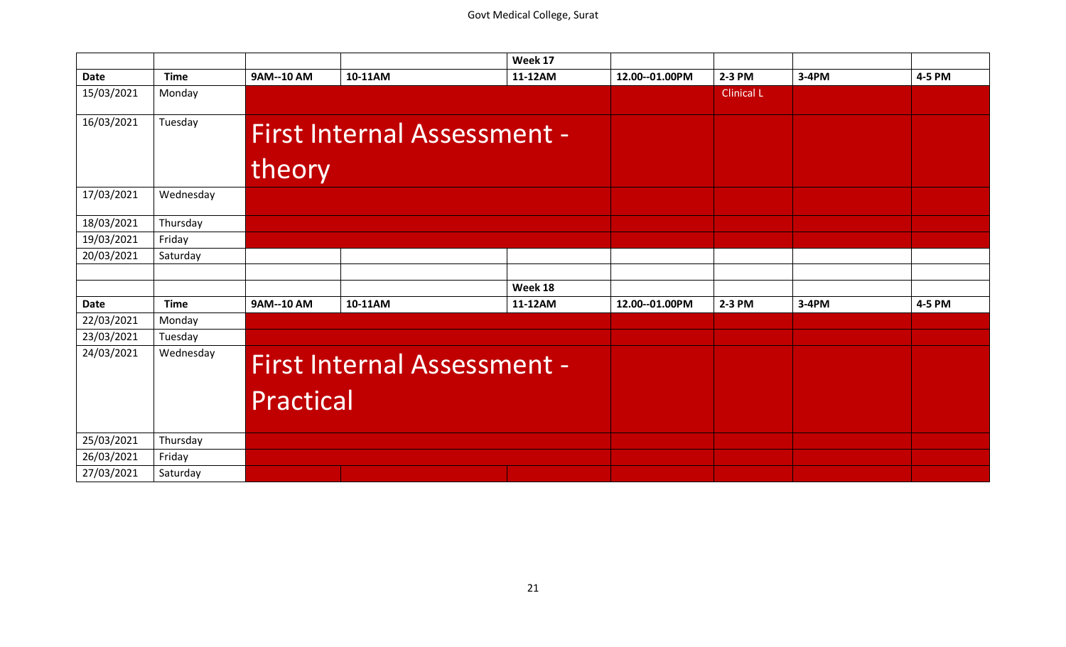| | | | | Week 17 | | | | |
|---|---|---|---|---|---|---|---|---|
| **Date** | **Time** | **9AM--10 AM** | **10-11AM** | **11-12AM** | **12.00--01.00PM** | **2-3 PM** | **3-4PM** | **4-5 PM** |
| 15/03/2021 | Monday | | | | | Clinical L | | |
| 16/03/2021 | Tuesday | First Internal Assessment - theory | | | | | | |
| 17/03/2021 | Wednesday | | | | | | | |
| 18/03/2021 | Thursday | | | | | | | |
| 19/03/2021 | Friday | | | | | | | |
| 20/03/2021 | Saturday | | | | | | | |
| | | | | | | | | |
| | | | | Week 18 | | | | |
| **Date** | **Time** | **9AM--10 AM** | **10-11AM** | **11-12AM** | **12.00--01.00PM** | **2-3 PM** | **3-4PM** | **4-5 PM** |
| 22/03/2021 | Monday | | | | | | | |
| 23/03/2021 | Tuesday | | | | | | | |
| 24/03/2021 | Wednesday | First Internal Assessment - Practical | | | | | | |
| 25/03/2021 | Thursday | | | | | | | |
| 26/03/2021 | Friday | | | | | | | |
| 27/03/2021 | Saturday | | | | | | | |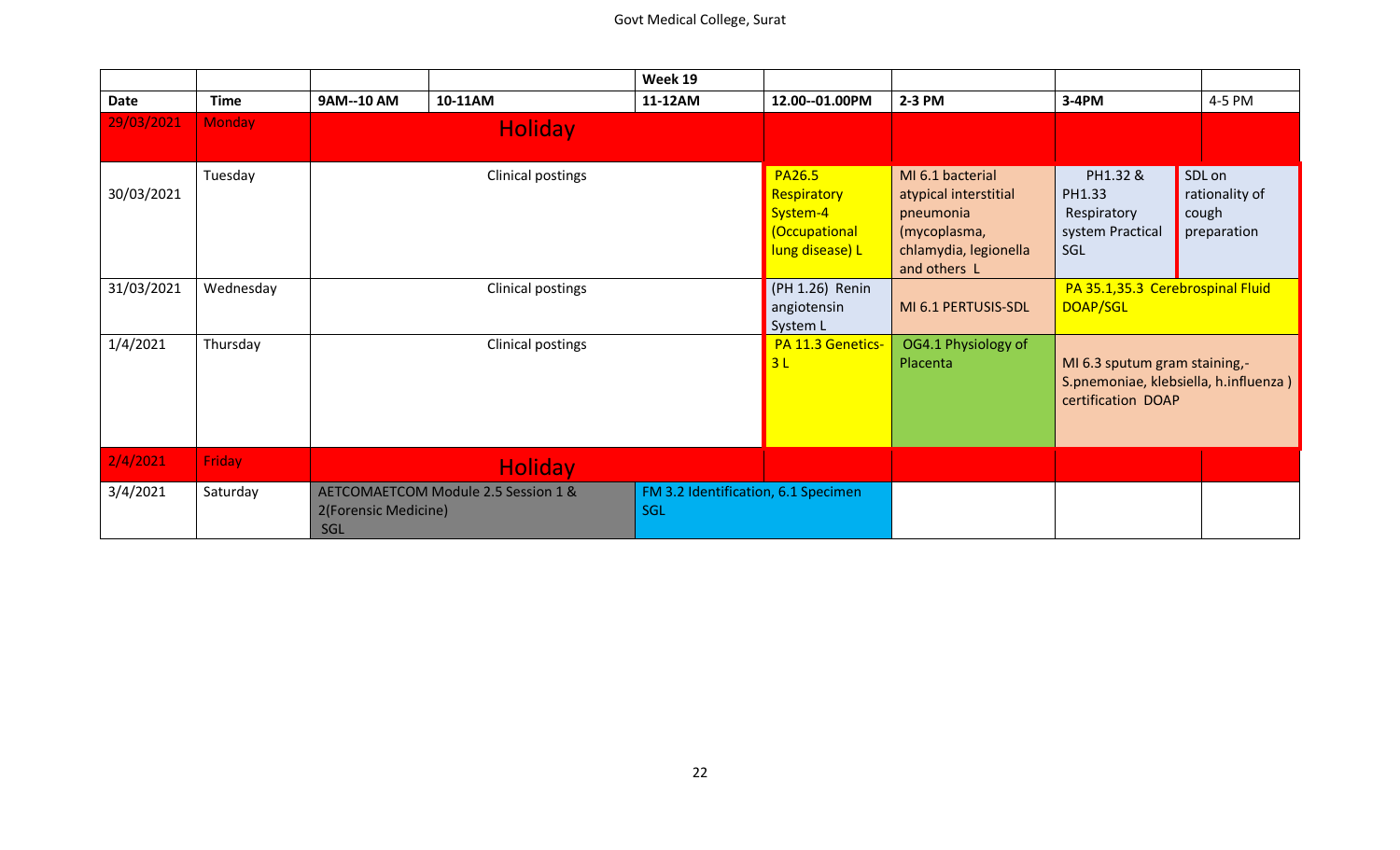| | | | | Week 19 | | | | |
|---|---|---|---|---|---|---|---|---|
| **Date** | **Time** | **9AM--10 AM** | **10-11AM** | **11-12AM** | **12.00--01.00PM** | **2-3 PM** | **3-4PM** | **4-5 PM** |
| 29/03/2021 | Monday | Holiday | | | | | | |
| 30/03/2021 | Tuesday | Clinical postings | | | PA26.5 Respiratory System-4 (Occupational lung disease) L | MI 6.1 bacterial atypical interstitial pneumonia (mycoplasma, chlamydia, legionella and others L | PH1.32 & PH1.33 Respiratory system Practical SGL | SDL on rationality of cough preparation |
| 31/03/2021 | Wednesday | Clinical postings | | | (PH 1.26) Renin angiotensin System L | MI 6.1 PERTUSIS-SDL | PA 35.1,35.3 Cerebrospinal Fluid DOAP/SGL | |
| 1/4/2021 | Thursday | Clinical postings | | | PA 11.3 Genetics-3 L | OG4.1 Physiology of Placenta | MI 6.3 sputum gram staining,- S.pnemoniae, klebsiella, h.influenza ) certification DOAP | |
| 2/4/2021 | Friday | Holiday | | | | | | |
| 3/4/2021 | Saturday | AETCOMAETCOM Module 2.5 Session 1 & 2(Forensic Medicine) SGL | | FM 3.2 Identification, 6.1 Specimen SGL | | | | |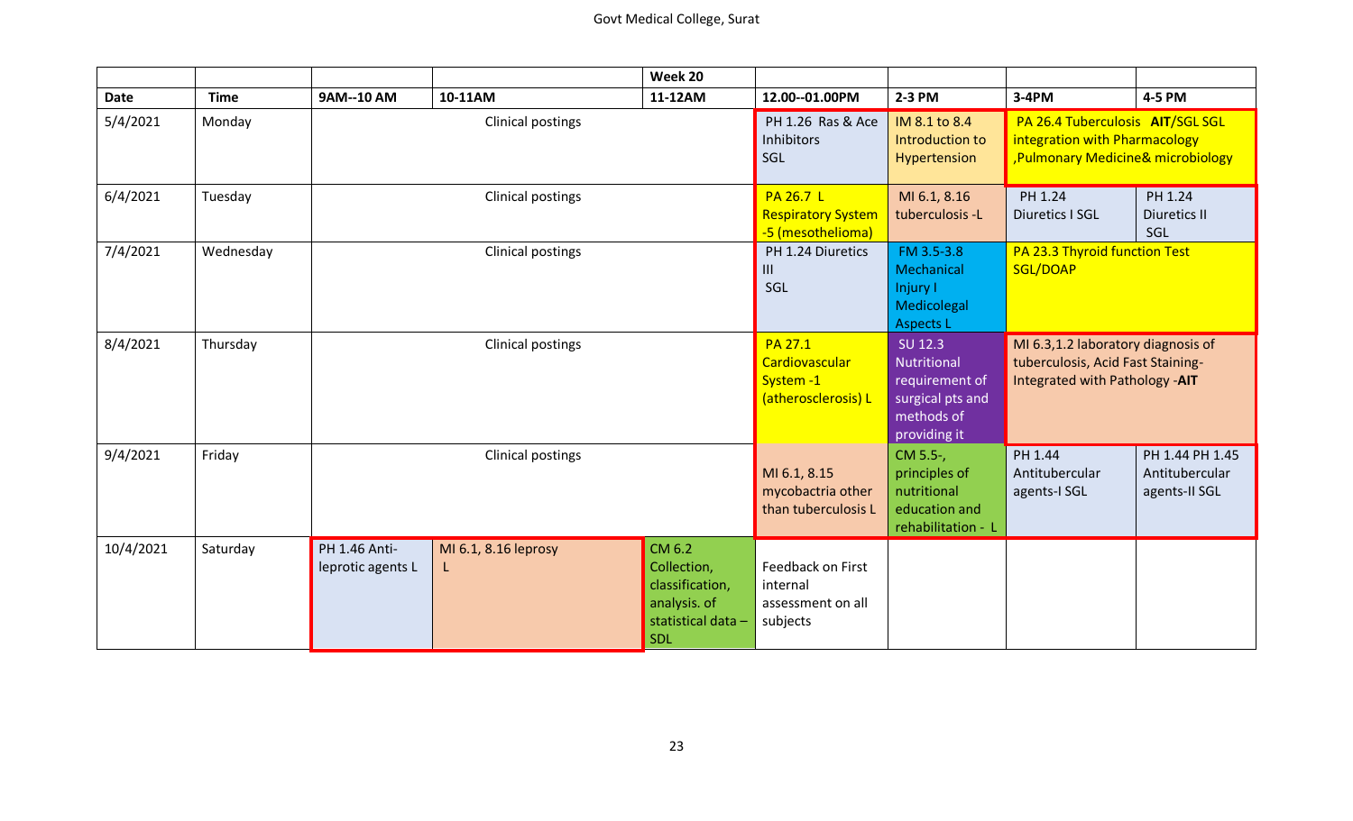| | | | | Week 20 | | | | |
|---|---|---|---|---|---|---|---|---|
| **Date** | **Time** | **9AM--10 AM** | **10-11AM** | **11-12AM** | **12.00--01.00PM** | **2-3 PM** | **3-4PM** | **4-5 PM** |
| 5/4/2021 | Monday | Clinical postings | | | PH 1.26 Ras & Ace Inhibitors SGL | IM 8.1 to 8.4 Introduction to Hypertension | PA 26.4 Tuberculosis **AIT**/SGL SGL integration with Pharmacology ,Pulmonary Medicine& microbiology | |
| 6/4/2021 | Tuesday | Clinical postings | | | PA 26.7 L Respiratory System -5 (mesothelioma) | MI 6.1, 8.16 tuberculosis -L | PH 1.24 Diuretics I SGL | PH 1.24 Diuretics II SGL |
| 7/4/2021 | Wednesday | Clinical postings | | | PH 1.24 Diuretics III SGL | FM 3.5-3.8 Mechanical Injury I Medicolegal Aspects L | PA 23.3 Thyroid function Test SGL/DOAP | |
| 8/4/2021 | Thursday | Clinical postings | | | PA 27.1 Cardiovascular System -1 (atherosclerosis) L | SU 12.3 Nutritional requirement of surgical pts and methods of providing it | MI 6.3,1.2 laboratory diagnosis of tuberculosis, Acid Fast Staining- Integrated with Pathology -**AIT** | |
| 9/4/2021 | Friday | Clinical postings | | | MI 6.1, 8.15 mycobactria other than tuberculosis L | CM 5.5-, principles of nutritional education and rehabilitation - L | PH 1.44 Antitubercular agents-I SGL | PH 1.44 PH 1.45 Antitubercular agents-II SGL |
| 10/4/2021 | Saturday | PH 1.46 Anti-leprotic agents L | MI 6.1, 8.16 leprosy L | CM 6.2 Collection, classification, analysis. of statistical data – SDL | Feedback on First internal assessment on all subjects | | | |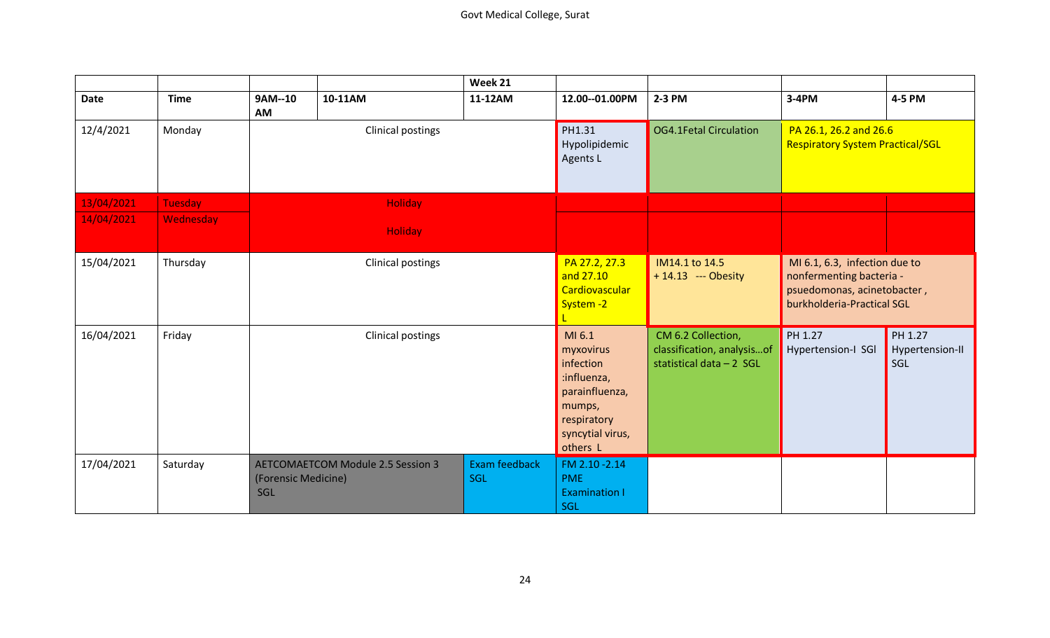Govt Medical College, Surat

| | | | | Week 21 | | | | |
|---|---|---|---|---|---|---|---|---|
| Date | Time | 9AM--10 AM | 10-11AM | 11-12AM | 12.00--01.00PM | 2-3 PM | 3-4PM | 4-5 PM |
| 12/4/2021 | Monday | Clinical postings | | | PH1.31 Hypolipidemic Agents L | OG4.1Fetal Circulation | PA 26.1, 26.2 and 26.6 Respiratory System Practical/SGL | |
| 13/04/2021 | Tuesday | Holiday | | | | | | |
| 14/04/2021 | Wednesday | Holiday | | | | | | |
| 15/04/2021 | Thursday | Clinical postings | | | PA 27.2, 27.3 and 27.10 Cardiovascular System -2 L | IM14.1 to 14.5 + 14.13 --- Obesity | MI 6.1, 6.3, infection due to nonfermenting bacteria - psuedomonas, acinetobacter , burkholderia-Practical SGL | |
| 16/04/2021 | Friday | Clinical postings | | | MI 6.1 myxovirus infection :influenza, parainfluenza, mumps, respiratory syncytial virus, others L | CM 6.2 Collection, classification, analysis…of statistical data – 2 SGL | PH 1.27 Hypertension-I SGl | PH 1.27 Hypertension-II SGL |
| 17/04/2021 | Saturday | AETCOMAETCOM Module 2.5 Session 3 (Forensic Medicine) SGL | | Exam feedback SGL | FM 2.10 -2.14 PME Examination I SGL | | | |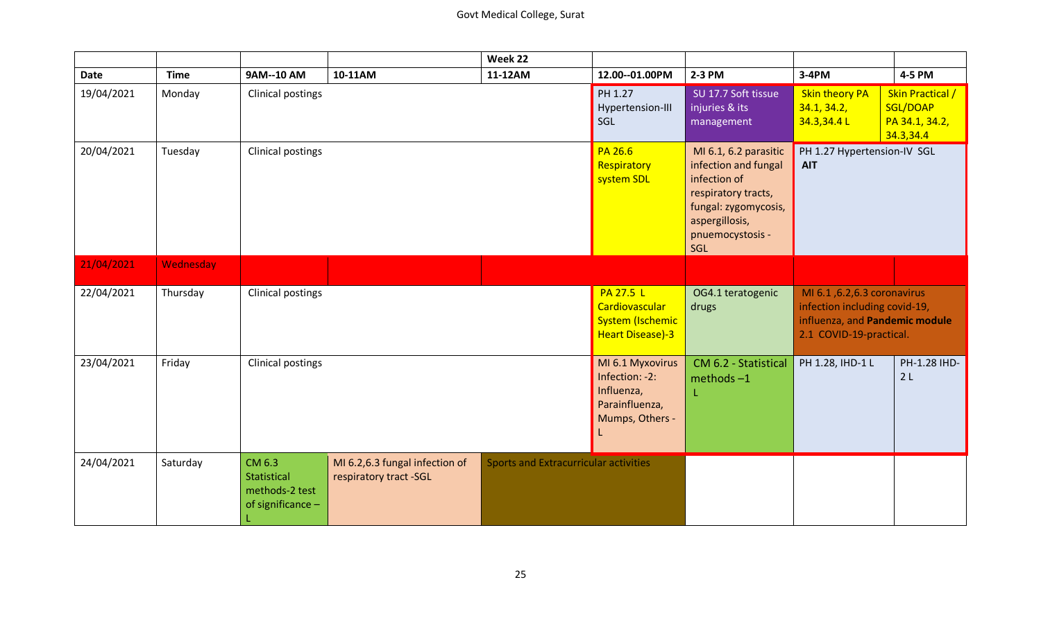| | | | | Week 22 | | | | |
|---|---|---|---|---|---|---|---|---|
| **Date** | **Time** | **9AM--10 AM** | **10-11AM** | **11-12AM** | **12.00--01.00PM** | **2-3 PM** | **3-4PM** | **4-5 PM** |
| 19/04/2021 | Monday | Clinical postings | | | PH 1.27 Hypertension-III SGL | SU 17.7 Soft tissue injuries & its management | Skin theory PA 34.1, 34.2, 34.3,34.4 L | Skin Practical / SGL/DOAP PA 34.1, 34.2, 34.3,34.4 |
| 20/04/2021 | Tuesday | Clinical postings | | | PA 26.6 Respiratory system SDL | MI 6.1, 6.2 parasitic infection and fungal infection of respiratory tracts, fungal: zygomycosis, aspergillosis, pnuemocystosis - SGL | PH 1.27 Hypertension-IV SGL **AIT** | |
| 21/04/2021 | Wednesday | | | | | | | |
| 22/04/2021 | Thursday | Clinical postings | | | PA 27.5 L Cardiovascular System (Ischemic Heart Disease)-3 | OG4.1 teratogenic drugs | MI 6.1 ,6.2,6.3 coronavirus infection including covid-19, influenza, and **Pandemic module** 2.1 COVID-19-practical. | |
| 23/04/2021 | Friday | Clinical postings | | | MI 6.1 Myxovirus Infection: -2: Influenza, Parainfluenza, Mumps, Others - L | CM 6.2 - Statistical methods –1 L | PH 1.28, IHD-1 L | PH-1.28 IHD-2 L |
| 24/04/2021 | Saturday | CM 6.3 Statistical methods-2 test of significance – L | MI 6.2,6.3 fungal infection of respiratory tract -SGL | Sports and Extracurricular activities | | | | |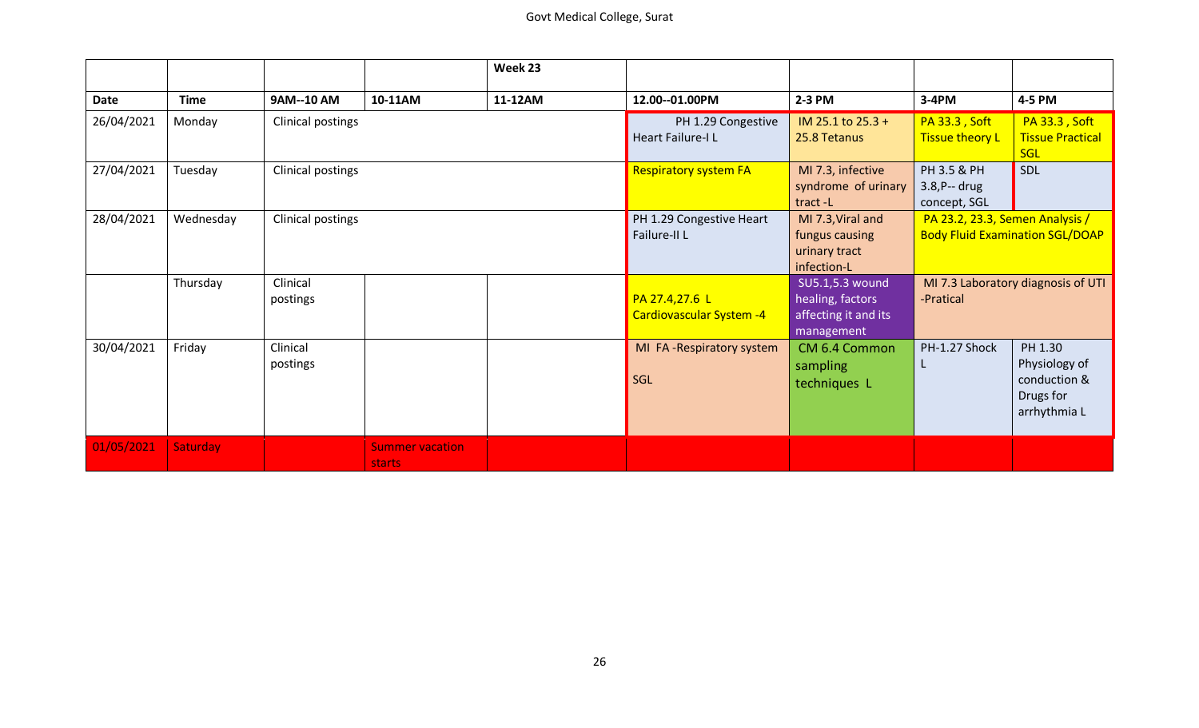|  |  |  |  | Week 23 |  |  |  |  |
| --- | --- | --- | --- | --- | --- | --- | --- | --- |
| Date | Time | 9AM--10 AM | 10-11AM | 11-12AM | 12.00--01.00PM | 2-3 PM | 3-4PM | 4-5 PM |
| 26/04/2021 | Monday | Clinical postings |  |  | PH 1.29 Congestive Heart Failure-I L | IM 25.1 to 25.3 + 25.8 Tetanus | PA 33.3 , Soft Tissue theory L | PA 33.3 , Soft Tissue Practical SGL |
| 27/04/2021 | Tuesday | Clinical postings |  |  | Respiratory system FA | MI 7.3, infective syndrome of urinary tract -L | PH 3.5 & PH 3.8,P-- drug concept, SGL | SDL |
| 28/04/2021 | Wednesday | Clinical postings |  |  | PH 1.29 Congestive Heart Failure-II L | MI 7.3,Viral and fungus causing urinary tract infection-L | PA 23.2, 23.3, Semen Analysis / Body Fluid Examination SGL/DOAP |  |
|  | Thursday | Clinical postings |  |  | PA 27.4,27.6 L Cardiovascular System -4 | SU5.1,5.3 wound healing, factors affecting it and its management | MI 7.3 Laboratory diagnosis of UTI -Pratical |  |
| 30/04/2021 | Friday | Clinical postings |  |  | MI FA -Respiratory system SGL | CM 6.4 Common sampling techniques L | PH-1.27 Shock L | PH 1.30 Physiology of conduction & Drugs for arrhythmia L |
| 01/05/2021 | Saturday |  | Summer vacation starts |  |  |  |  |  |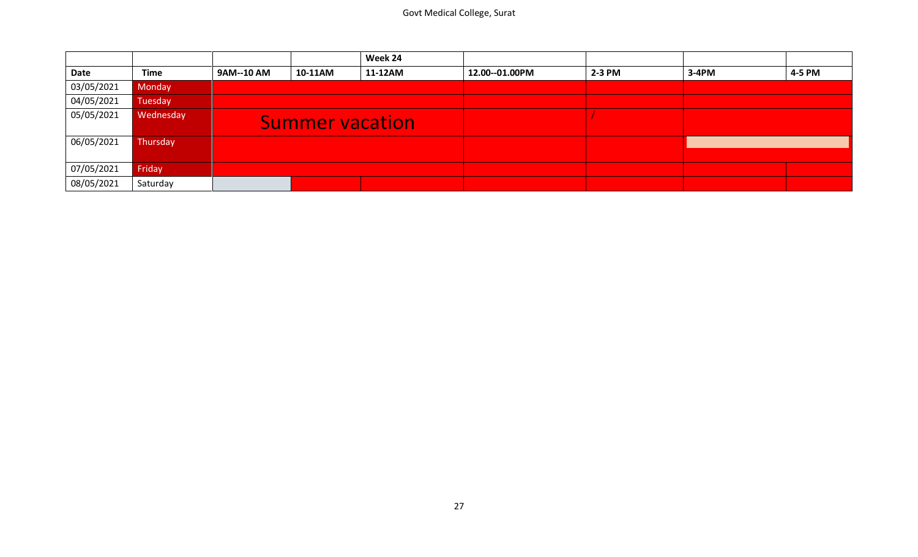| | | | | Week 24 | | | | |
|---|---|---|---|---|---|---|---|---|
| Date | Time | 9AM--10 AM | 10-11AM | 11-12AM | 12.00--01.00PM | 2-3 PM | 3-4PM | 4-5 PM |
| 03/05/2021 | Monday | | | | | | | |
| 04/05/2021 | Tuesday | | | | | | | |
| 05/05/2021 | Wednesday | Summer vacation | | | | / | | |
| 06/05/2021 | Thursday | | | | | | | |
| 07/05/2021 | Friday | | | | | | | |
| 08/05/2021 | Saturday | | | | | | | |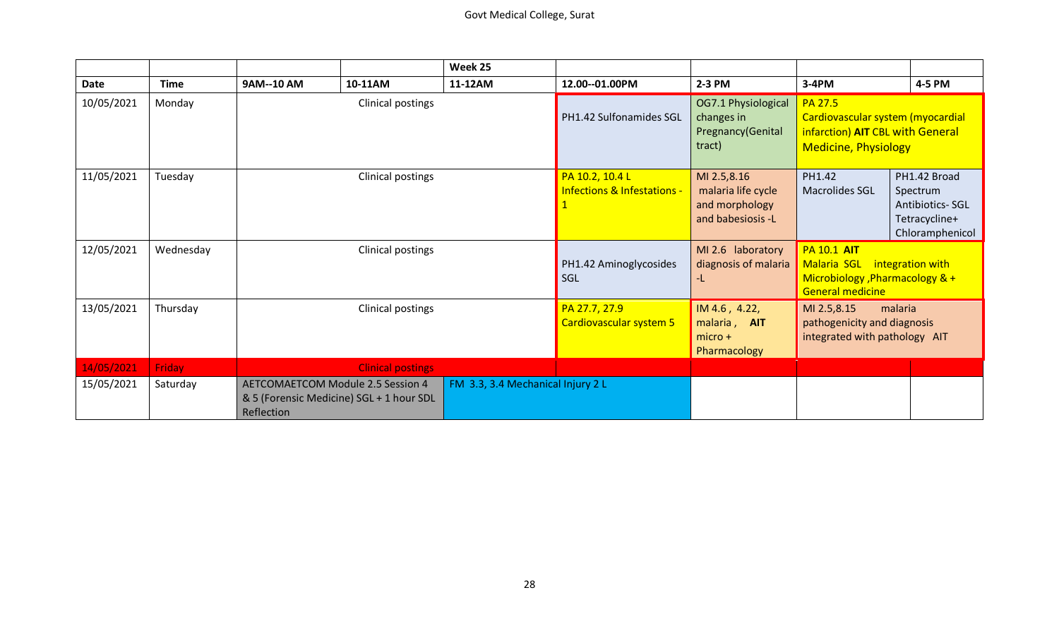| | | | | Week 25 | | | | |
|---|---|---|---|---|---|---|---|---|
| **Date** | **Time** | **9AM--10 AM** | **10-11AM** | **11-12AM** | **12.00--01.00PM** | **2-3 PM** | **3-4PM** | **4-5 PM** |
| 10/05/2021 | Monday | Clinical postings | | | PH1.42 Sulfonamides SGL | OG7.1 Physiological changes in Pregnancy(Genital tract) | PA 27.5 Cardiovascular system (myocardial infarction) **AIT** CBL with General Medicine, Physiology | |
| 11/05/2021 | Tuesday | Clinical postings | | | PA 10.2, 10.4 L Infections & Infestations - 1 | MI 2.5,8.16 malaria life cycle and morphology and babesiosis -L | PH1.42 Macrolides SGL | PH1.42 Broad Spectrum Antibiotics- SGL Tetracycline+ Chloramphenicol |
| 12/05/2021 | Wednesday | Clinical postings | | | PH1.42 Aminoglycosides SGL | MI 2.6 laboratory diagnosis of malaria -L | PA 10.1 **AIT** Malaria SGL integration with Microbiology ,Pharmacology & + General medicine | |
| 13/05/2021 | Thursday | Clinical postings | | | PA 27.7, 27.9 Cardiovascular system 5 | IM 4.6 , 4.22, malaria , **AIT** micro + Pharmacology | MI 2.5,8.15 malaria pathogenicity and diagnosis integrated with pathology AIT | |
| 14/05/2021 | Friday | Clinical postings | | | | | | |
| 15/05/2021 | Saturday | AETCOMAETCOM Module 2.5 Session 4 & 5 (Forensic Medicine) SGL + 1 hour SDL Reflection | | FM 3.3, 3.4 Mechanical Injury 2 L | | | | |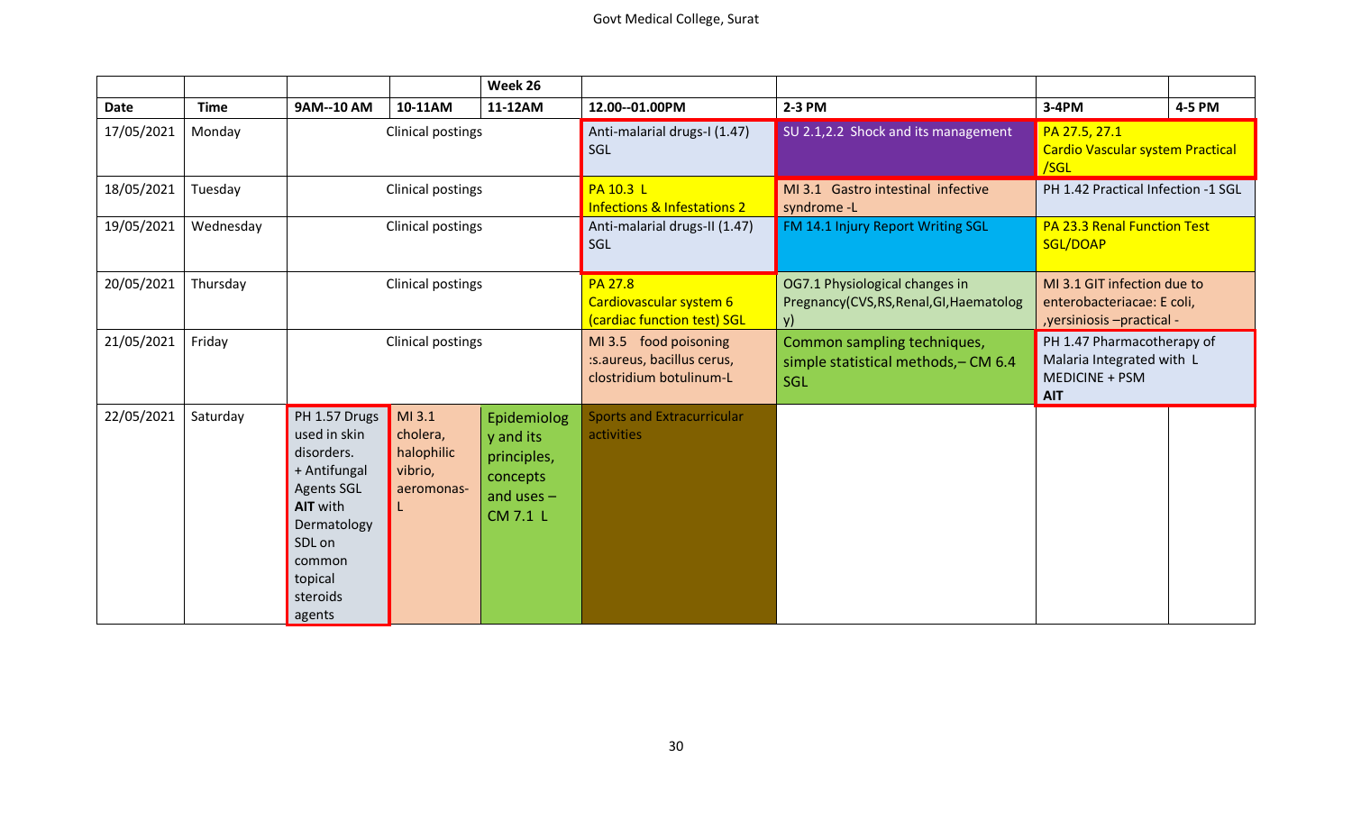|  |  |  |  | Week 26 |  |  |  |  |
|---|---|---|---|---|---|---|---|---|
| **Date** | **Time** | **9AM--10 AM** | **10-11AM** | **11-12AM** | **12.00--01.00PM** | **2-3 PM** | **3-4PM** | **4-5 PM** |
| 17/05/2021 | Monday | Clinical postings |  |  | Anti-malarial drugs-I (1.47) SGL | SU 2.1,2.2 Shock and its management | PA 27.5, 27.1 Cardio Vascular system Practical /SGL |  |
| 18/05/2021 | Tuesday | Clinical postings |  |  | PA 10.3 L Infections & Infestations 2 | MI 3.1 Gastro intestinal infective syndrome -L | PH 1.42 Practical Infection -1 SGL |  |
| 19/05/2021 | Wednesday | Clinical postings |  |  | Anti-malarial drugs-II (1.47) SGL | FM 14.1 Injury Report Writing SGL | PA 23.3 Renal Function Test SGL/DOAP |  |
| 20/05/2021 | Thursday | Clinical postings |  |  | PA 27.8 Cardiovascular system 6 (cardiac function test) SGL | OG7.1 Physiological changes in Pregnancy(CVS,RS,Renal,GI,Haematology) | MI 3.1 GIT infection due to enterobacteriacae: E coli, ,yersiniosis –practical - |  |
| 21/05/2021 | Friday | Clinical postings |  |  | MI 3.5 food poisoning :s.aureus, bacillus cerus, clostridium botulinum-L | Common sampling techniques, simple statistical methods,– CM 6.4 SGL | PH 1.47 Pharmacotherapy of Malaria Integrated with L MEDICINE + PSM **AIT** |  |
| 22/05/2021 | Saturday | PH 1.57 Drugs used in skin disorders. + Antifungal Agents SGL **AIT** with Dermatology SDL on common topical steroids agents | MI 3.1 cholera, halophilic vibrio, aeromonas- L | Epidemiology and its principles, concepts and uses – CM 7.1 L | Sports and Extracurricular activities |  |  |  |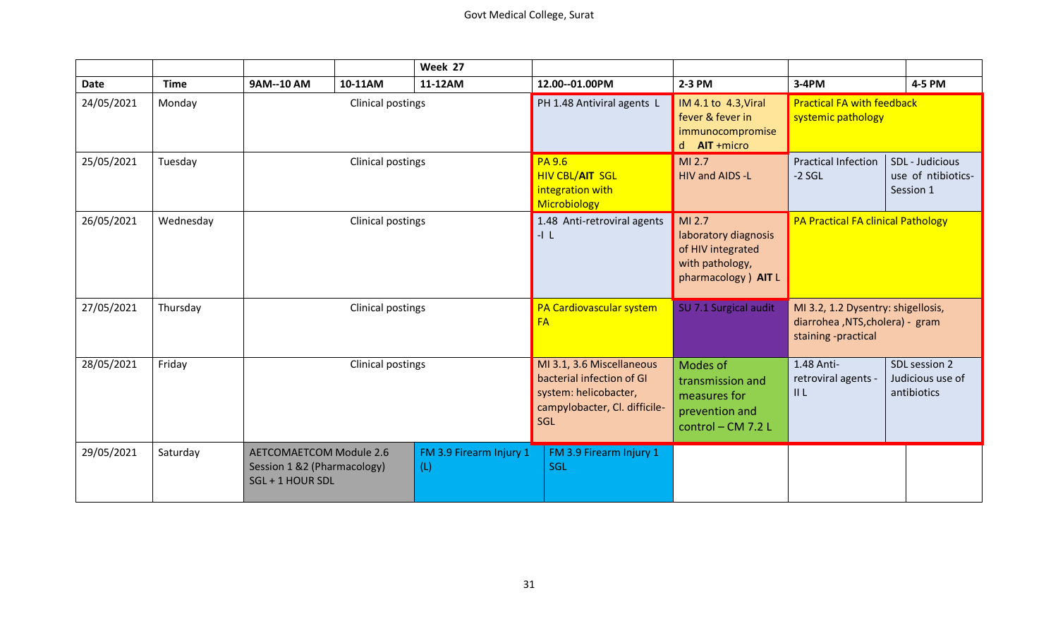|  |  |  |  | Week 27 |  |  |  |  |
|---|---|---|---|---|---|---|---|---|
| **Date** | **Time** | **9AM--10 AM** | **10-11AM** | **11-12AM** | **12.00--01.00PM** | **2-3 PM** | **3-4PM** | **4-5 PM** |
| 24/05/2021 | Monday | Clinical postings |  |  | PH 1.48 Antiviral agents L | IM 4.1 to 4.3,Viral fever & fever in immunocompromised **AIT** +micro | Practical FA with feedback systemic pathology |  |
| 25/05/2021 | Tuesday | Clinical postings |  |  | PA 9.6 HIV CBL/**AIT** SGL integration with Microbiology | MI 2.7 HIV and AIDS -L | Practical Infection -2 SGL | SDL - Judicious use of ntibiotics-Session 1 |
| 26/05/2021 | Wednesday | Clinical postings |  |  | 1.48 Anti-retroviral agents -I L | MI 2.7 laboratory diagnosis of HIV integrated with pathology, pharmacology ) **AIT** L | PA Practical FA clinical Pathology |  |
| 27/05/2021 | Thursday | Clinical postings |  |  | PA Cardiovascular system FA | SU 7.1 Surgical audit | MI 3.2, 1.2 Dysentry: shigellosis, diarrohea ,NTS,cholera) - gram staining -practical |  |
| 28/05/2021 | Friday | Clinical postings |  |  | MI 3.1, 3.6 Miscellaneous bacterial infection of GI system: helicobacter, campylobacter, Cl. difficile- SGL | Modes of transmission and measures for prevention and control – CM 7.2 L | 1.48 Anti-retroviral agents - II L | SDL session 2 Judicious use of antibiotics |
| 29/05/2021 | Saturday | AETCOMAETCOM Module 2.6 Session 1 &2 (Pharmacology) SGL + 1 HOUR SDL |  | FM 3.9 Firearm Injury 1 (L) | FM 3.9 Firearm Injury 1 SGL |  |  |  |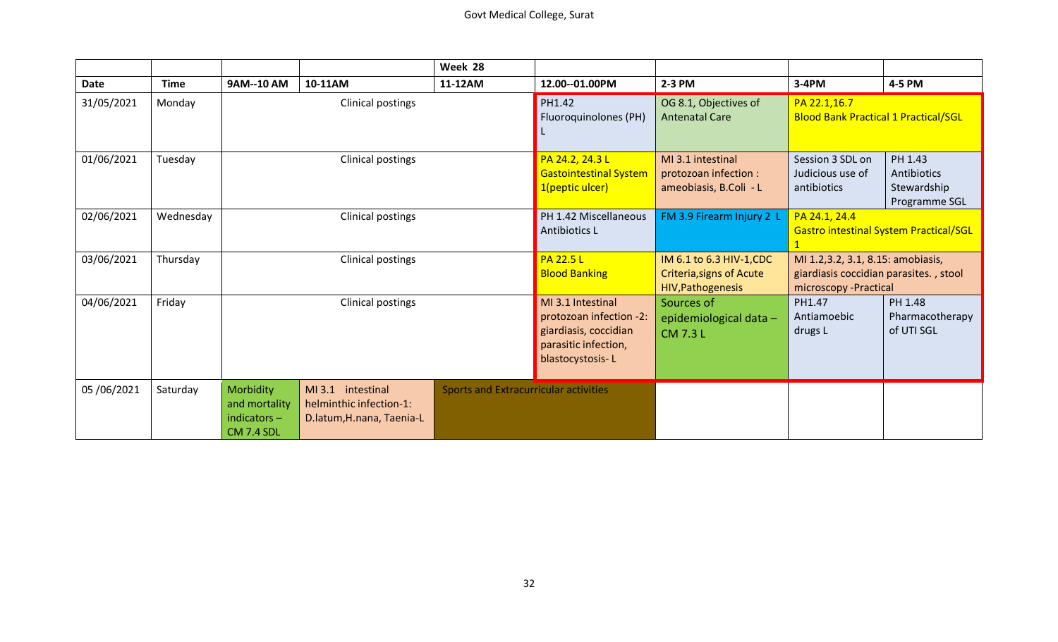|  |  |  |  | Week 28 |  |  |  |  |
|---|---|---|---|---|---|---|---|---|
| **Date** | **Time** | **9AM--10 AM** | **10-11AM** | **11-12AM** | **12.00--01.00PM** | **2-3 PM** | **3-4PM** | **4-5 PM** |
| 31/05/2021 | Monday | Clinical postings |  |  | PH1.42 Fluoroquinolones (PH) L | OG 8.1, Objectives of Antenatal Care | PA 22.1,16.7 Blood Bank Practical 1 Practical/SGL |  |
| 01/06/2021 | Tuesday | Clinical postings |  |  | PA 24.2, 24.3 L Gastointestinal System 1(peptic ulcer) | MI 3.1 intestinal protozoan infection : ameobiasis, B.Coli - L | Session 3 SDL on Judicious use of antibiotics | PH 1.43 Antibiotics Stewardship Programme SGL |
| 02/06/2021 | Wednesday | Clinical postings |  |  | PH 1.42 Miscellaneous Antibiotics L | FM 3.9 Firearm Injury 2 L | PA 24.1, 24.4 Gastro intestinal System Practical/SGL 1 |  |
| 03/06/2021 | Thursday | Clinical postings |  |  | PA 22.5 L Blood Banking | IM 6.1 to 6.3 HIV-1,CDC Criteria,signs of Acute HIV,Pathogenesis | MI 1.2,3.2, 3.1, 8.15: amobiasis, giardiasis coccidian parasites. , stool microscopy -Practical |  |
| 04/06/2021 | Friday | Clinical postings |  |  | MI 3.1 Intestinal protozoan infection -2: giardiasis, coccidian parasitic infection, blastocystosis- L | Sources of epidemiological data – CM 7.3 L | PH1.47 Antiamoebic drugs L | PH 1.48 Pharmacotherapy of UTI SGL |
| 05 /06/2021 | Saturday | Morbidity and mortality indicators – CM 7.4 SDL | MI 3.1 intestinal helminthic infection-1: D.latum,H.nana, Taenia-L | Sports and Extracurricular activities |  |  |  |  |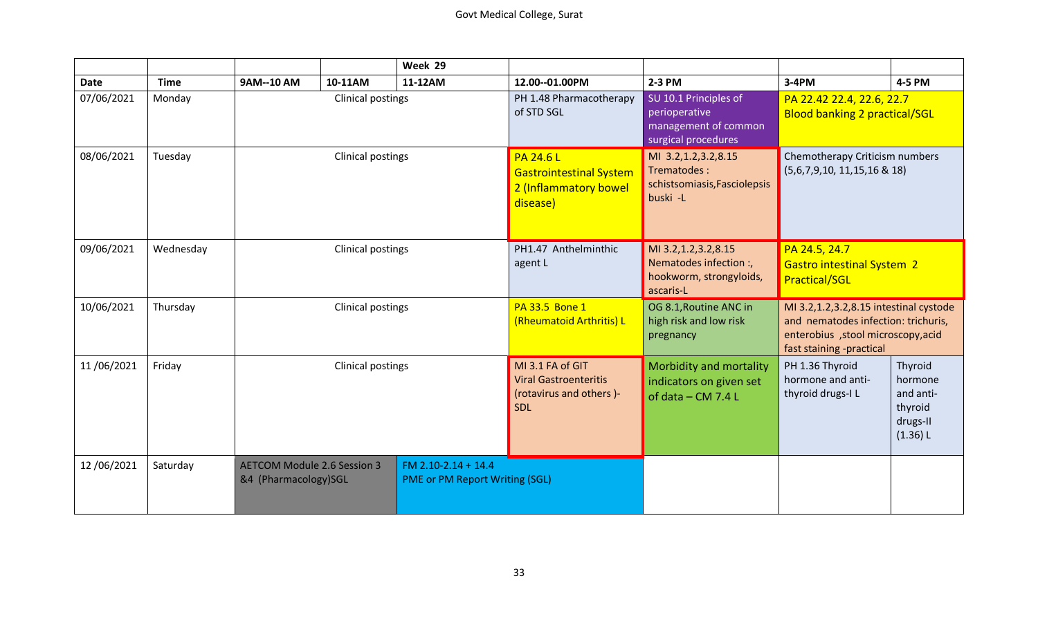|  |  |  |  | Week 29 |  |  |  |  |
|---|---|---|---|---|---|---|---|---|
| **Date** | **Time** | **9AM--10 AM** | **10-11AM** | **11-12AM** | **12.00--01.00PM** | **2-3 PM** | **3-4PM** | **4-5 PM** |
| 07/06/2021 | Monday | Clinical postings | | | PH 1.48 Pharmacotherapy of STD SGL | SU 10.1 Principles of perioperative management of common surgical procedures | PA 22.42 22.4, 22.6, 22.7 Blood banking 2 practical/SGL | |
| 08/06/2021 | Tuesday | Clinical postings | | | PA 24.6 L Gastrointestinal System 2 (Inflammatory bowel disease) | MI 3.2,1.2,3.2,8.15 Trematodes : schistsomiasis,Fasciolepsis buski -L | Chemotherapy Criticism numbers (5,6,7,9,10, 11,15,16 & 18) | |
| 09/06/2021 | Wednesday | Clinical postings | | | PH1.47 Anthelminthic agent L | MI 3.2,1.2,3.2,8.15 Nematodes infection :, hookworm, strongyloids, ascaris-L | PA 24.5, 24.7 Gastro intestinal System 2 Practical/SGL | |
| 10/06/2021 | Thursday | Clinical postings | | | PA 33.5 Bone 1 (Rheumatoid Arthritis) L | OG 8.1,Routine ANC in high risk and low risk pregnancy | MI 3.2,1.2,3.2,8.15 intestinal cystode and nematodes infection: trichuris, enterobius ,stool microscopy,acid fast staining -practical | |
| 11 /06/2021 | Friday | Clinical postings | | | MI 3.1 FA of GIT Viral Gastroenteritis (rotavirus and others )- SDL | Morbidity and mortality indicators on given set of data – CM 7.4 L | PH 1.36 Thyroid hormone and anti-thyroid drugs-I L | Thyroid hormone and anti-thyroid drugs-II (1.36) L |
| 12 /06/2021 | Saturday | AETCOM Module 2.6 Session 3 &4 (Pharmacology)SGL | | FM 2.10-2.14 + 14.4 PME or PM Report Writing (SGL) | | | | |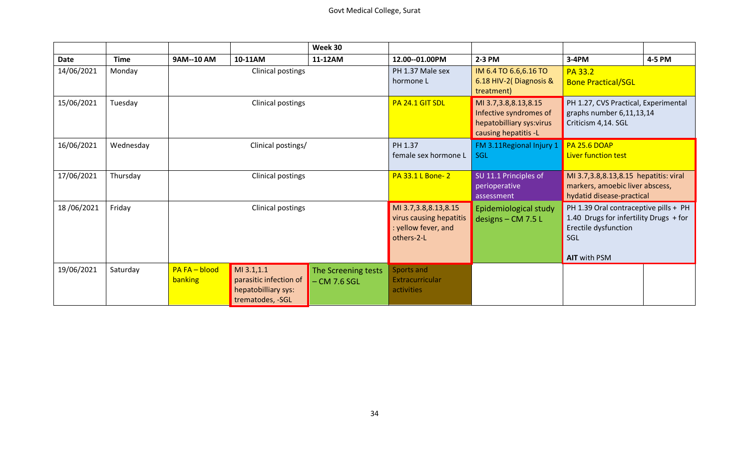|  |  |  |  | Week 30 |  |  |  |  |
|---|---|---|---|---|---|---|---|---|
| **Date** | **Time** | **9AM--10 AM** | **10-11AM** | **11-12AM** | **12.00--01.00PM** | **2-3 PM** | **3-4PM** | **4-5 PM** |
| 14/06/2021 | Monday | Clinical postings | | | PH 1.37 Male sex hormone L | IM 6.4 TO 6.6,6.16 TO 6.18 HIV-2( Diagnosis & treatment) | PA 33.2 Bone Practical/SGL | |
| 15/06/2021 | Tuesday | Clinical postings | | | PA 24.1 GIT SDL | MI 3.7,3.8,8.13,8.15 Infective syndromes of hepatobilliary sys:virus causing hepatitis -L | PH 1.27, CVS Practical, Experimental graphs number 6,11,13,14 Criticism 4,14. SGL | |
| 16/06/2021 | Wednesday | Clinical postings/ | | | PH 1.37 female sex hormone L | FM 3.11Regional Injury 1 SGL | PA 25.6 DOAP Liver function test | |
| 17/06/2021 | Thursday | Clinical postings | | | PA 33.1 L Bone- 2 | SU 11.1 Principles of perioperative assessment | MI 3.7,3.8,8.13,8.15 hepatitis: viral markers, amoebic liver abscess, hydatid disease-practical | |
| 18 /06/2021 | Friday | Clinical postings | | | MI 3.7,3.8,8.13,8.15 virus causing hepatitis : yellow fever, and others-2-L | Epidemiological study designs – CM 7.5 L | PH 1.39 Oral contraceptive pills + PH 1.40 Drugs for infertility Drugs + for Erectile dysfunction SGL **AIT** with PSM | |
| 19/06/2021 | Saturday | PA FA – blood banking | MI 3.1,1.1 parasitic infection of hepatobilliary sys: trematodes, -SGL | The Screening tests – CM 7.6 SGL | Sports and Extracurricular activities |  |  |  |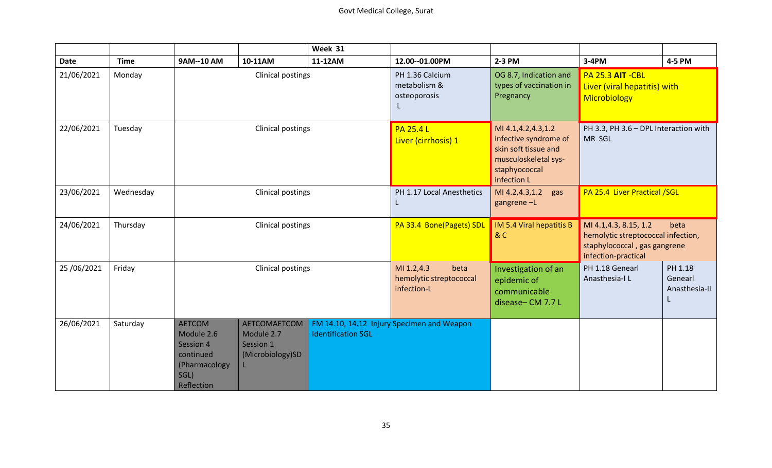| | | | | Week 31 | | | | |
|---|---|---|---|---|---|---|---|---|
| Date | Time | 9AM--10 AM | 10-11AM | 11-12AM | 12.00--01.00PM | 2-3 PM | 3-4PM | 4-5 PM |
| 21/06/2021 | Monday | Clinical postings | | | PH 1.36 Calcium metabolism & osteoporosis L | OG 8.7, Indication and types of vaccination in Pregnancy | PA 25.3 **AIT** -CBL Liver (viral hepatitis) with Microbiology | |
| 22/06/2021 | Tuesday | Clinical postings | | | PA 25.4 L Liver (cirrhosis) 1 | MI 4.1,4.2,4.3,1.2 infective syndrome of skin soft tissue and musculoskeletal sys-staphyococcal infection L | PH 3.3, PH 3.6 – DPL Interaction with MR SGL | |
| 23/06/2021 | Wednesday | Clinical postings | | | PH 1.17 Local Anesthetics L | MI 4.2,4.3,1.2 gas gangrene –L | PA 25.4 Liver Practical /SGL | |
| 24/06/2021 | Thursday | Clinical postings | | | PA 33.4 Bone(Pagets) SDL | IM 5.4 Viral hepatitis B & C | MI 4.1,4.3, 8.15, 1.2 beta hemolytic streptococcal infection, staphylococcal , gas gangrene infection-practical | |
| 25 /06/2021 | Friday | Clinical postings | | | MI 1.2,4.3 beta hemolytic streptococcal infection-L | Investigation of an epidemic of communicable disease– CM 7.7 L | PH 1.18 Genearl Anasthesia-I L | PH 1.18 Genearl Anasthesia-II L |
| 26/06/2021 | Saturday | AETCOM Module 2.6 Session 4 continued (Pharmacology SGL) Reflection | AETCOMAETCOM Module 2.7 Session 1 (Microbiology)SD L | FM 14.10, 14.12 Injury Specimen and Weapon Identification SGL | | | | |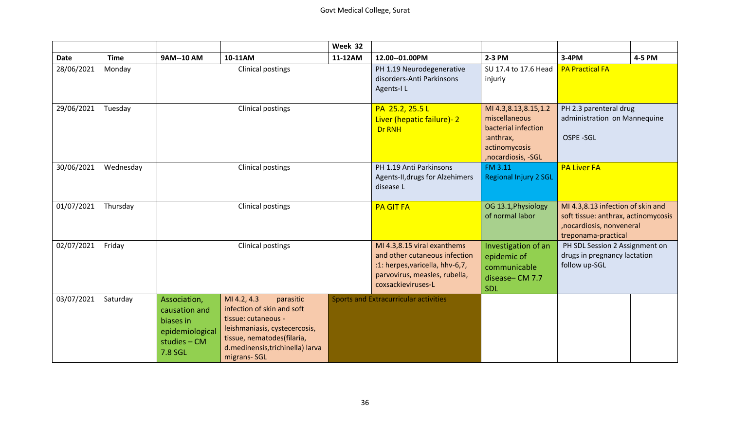| | | | | Week 32 | | | | |
|---|---|---|---|---|---|---|---|---|
| **Date** | **Time** | **9AM--10 AM** | **10-11AM** | **11-12AM** | **12.00--01.00PM** | **2-3 PM** | **3-4PM** | **4-5 PM** |
| 28/06/2021 | Monday | Clinical postings | | | PH 1.19 Neurodegenerative disorders-Anti Parkinsons Agents-I L | SU 17.4 to 17.6 Head injuriy | PA Practical FA | |
| 29/06/2021 | Tuesday | Clinical postings | | | PA 25.2, 25.5 L Liver (hepatic failure)- 2 Dr RNH | MI 4.3,8.13,8.15,1.2 miscellaneous bacterial infection :anthrax, actinomycosis ,nocardiosis, -SGL | PH 2.3 parenteral drug administration on Mannequine OSPE -SGL | |
| 30/06/2021 | Wednesday | Clinical postings | | | PH 1.19 Anti Parkinsons Agents-II,drugs for Alzehimers disease L | FM 3.11 Regional Injury 2 SGL | PA Liver FA | |
| 01/07/2021 | Thursday | Clinical postings | | | PA GIT FA | OG 13.1,Physiology of normal labor | MI 4.3,8.13 infection of skin and soft tissue: anthrax, actinomycosis ,nocardiosis, nonveneral treponama-practical | |
| 02/07/2021 | Friday | Clinical postings | | | MI 4.3,8.15 viral exanthems and other cutaneous infection :1: herpes,varicella, hhv-6,7, parvovirus, measles, rubella, coxsackieviruses-L | Investigation of an epidemic of communicable disease– CM 7.7 SDL | PH SDL Session 2 Assignment on drugs in pregnancy lactation follow up-SGL | |
| 03/07/2021 | Saturday | Association, causation and biases in epidemiological studies – CM 7.8 SGL | MI 4.2, 4.3 parasitic infection of skin and soft tissue: cutaneous - leishmaniasis, cystecercosis, tissue, nematodes(filaria, d.medinensis,trichinella) larva migrans- SGL | Sports and Extracurricular activities | | | | |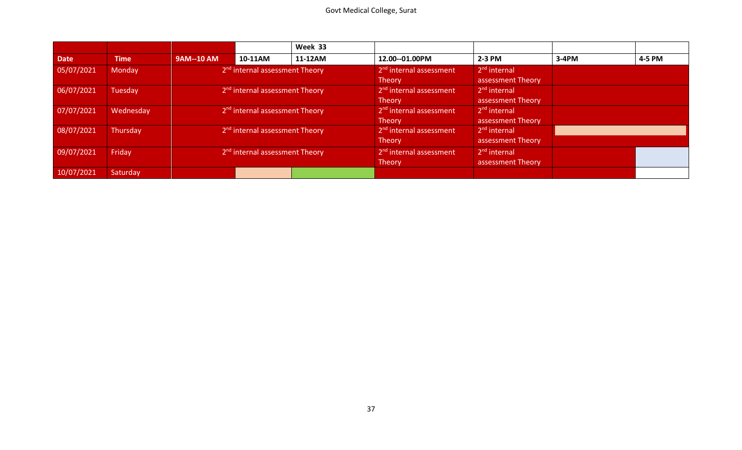| | | | | Week 33 | | | | |
|---|---|---|---|---|---|---|---|---|
| **Date** | **Time** | **9AM--10 AM** | **10-11AM** | **11-12AM** | **12.00--01.00PM** | **2-3 PM** | **3-4PM** | **4-5 PM** |
| 05/07/2021 | Monday | 2nd internal assessment Theory | | | 2nd internal assessment Theory | 2nd internal assessment Theory | | |
| 06/07/2021 | Tuesday | 2nd internal assessment Theory | | | 2nd internal assessment Theory | 2nd internal assessment Theory | | |
| 07/07/2021 | Wednesday | 2nd internal assessment Theory | | | 2nd internal assessment Theory | 2nd internal assessment Theory | | |
| 08/07/2021 | Thursday | 2nd internal assessment Theory | | | 2nd internal assessment Theory | 2nd internal assessment Theory | | |
| 09/07/2021 | Friday | 2nd internal assessment Theory | | | 2nd internal assessment Theory | 2nd internal assessment Theory | | |
| 10/07/2021 | Saturday | | | | | | | |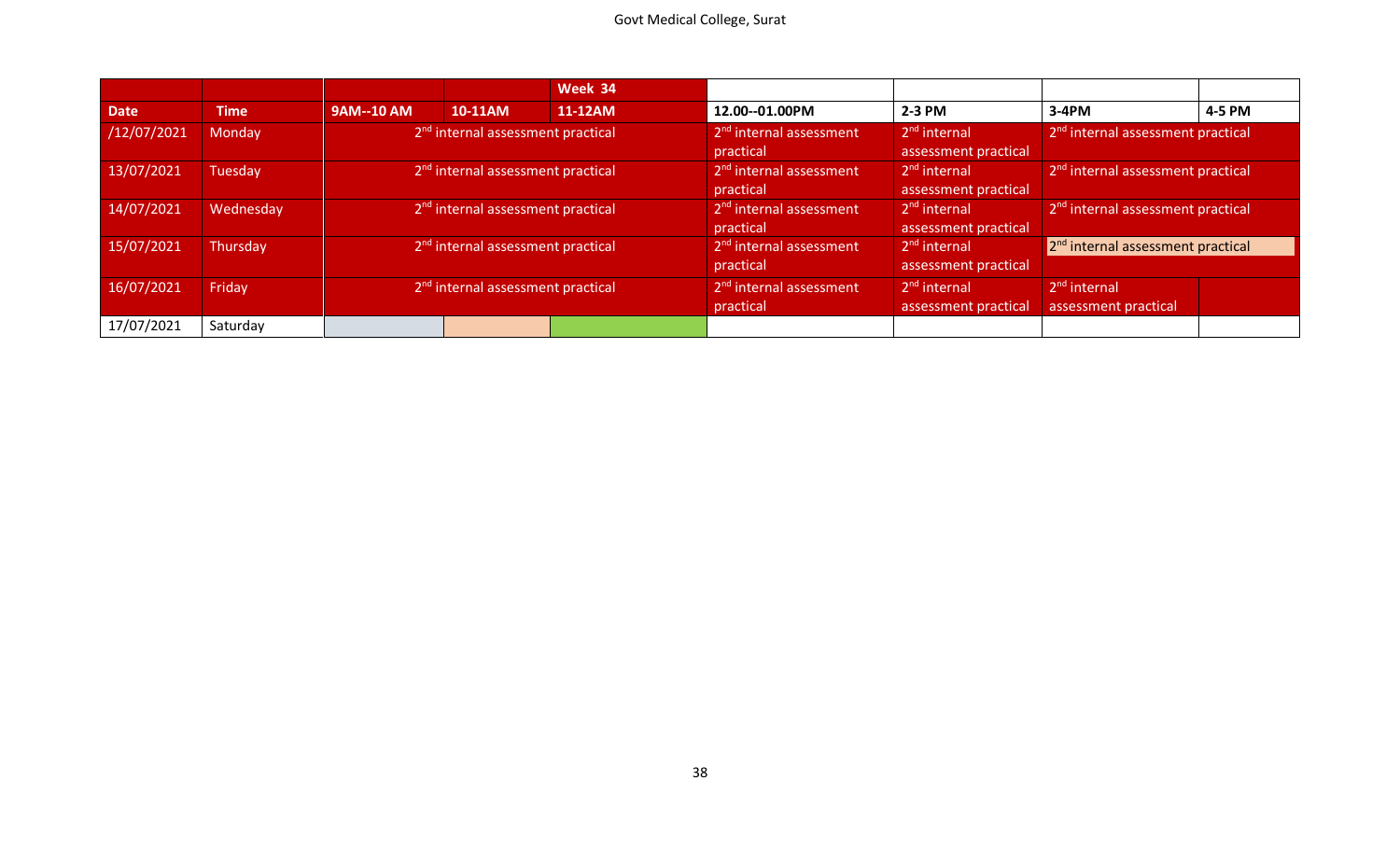| | | | | Week 34 | | | | |
|---|---|---|---|---|---|---|---|---|
| **Date** | **Time** | **9AM--10 AM** | **10-11AM** | **11-12AM** | **12.00--01.00PM** | **2-3 PM** | **3-4PM** | **4-5 PM** |
| /12/07/2021 | Monday | 2nd internal assessment practical | | | 2nd internal assessment practical | 2nd internal assessment practical | 2nd internal assessment practical | |
| 13/07/2021 | Tuesday | 2nd internal assessment practical | | | 2nd internal assessment practical | 2nd internal assessment practical | 2nd internal assessment practical | |
| 14/07/2021 | Wednesday | 2nd internal assessment practical | | | 2nd internal assessment practical | 2nd internal assessment practical | 2nd internal assessment practical | |
| 15/07/2021 | Thursday | 2nd internal assessment practical | | | 2nd internal assessment practical | 2nd internal assessment practical | 2nd internal assessment practical | |
| 16/07/2021 | Friday | 2nd internal assessment practical | | | 2nd internal assessment practical | 2nd internal assessment practical | 2nd internal assessment practical | |
| 17/07/2021 | Saturday | | | | | | | |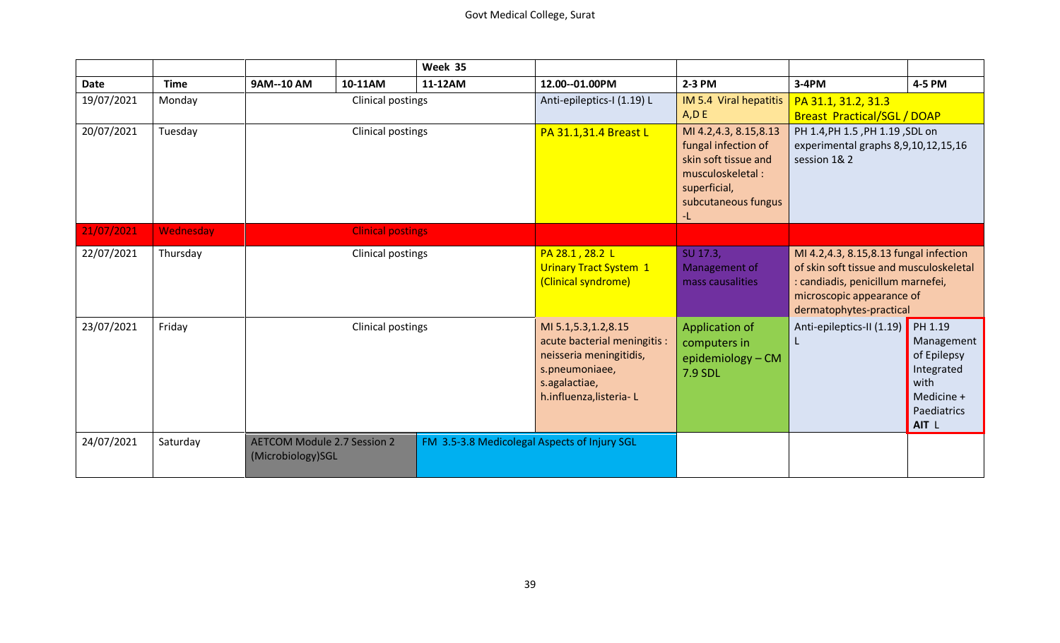| | | | | Week 35 | | | | |
|---|---|---|---|---|---|---|---|---|
| **Date** | **Time** | **9AM--10 AM** | **10-11AM** | **11-12AM** | **12.00--01.00PM** | **2-3 PM** | **3-4PM** | **4-5 PM** |
| 19/07/2021 | Monday | | Clinical postings | | Anti-epileptics-I (1.19) L | IM 5.4 Viral hepatitis A,D E | PA 31.1, 31.2, 31.3 Breast Practical/SGL / DOAP | |
| 20/07/2021 | Tuesday | | Clinical postings | | PA 31.1,31.4 Breast L | MI 4.2,4.3, 8.15,8.13 fungal infection of skin soft tissue and musculoskeletal : superficial, subcutaneous fungus -L | PH 1.4,PH 1.5 ,PH 1.19 ,SDL on experimental graphs 8,9,10,12,15,16 session 1& 2 | |
| 21/07/2021 | Wednesday | | Clinical postings | | | | | |
| 22/07/2021 | Thursday | | Clinical postings | | PA 28.1 , 28.2 L Urinary Tract System 1 (Clinical syndrome) | SU 17.3, Management of mass causalities | MI 4.2,4.3, 8.15,8.13 fungal infection of skin soft tissue and musculoskeletal : candiadis, penicillum marnefei, microscopic appearance of dermatophytes-practical | |
| 23/07/2021 | Friday | | Clinical postings | | MI 5.1,5.3,1.2,8.15 acute bacterial meningitis : neisseria meningitidis, s.pneumoniaee, s.agalactiae, h.influenza,listeria- L | Application of computers in epidemiology – CM 7.9 SDL | Anti-epileptics-II (1.19) L | PH 1.19 Management of Epilepsy Integrated with Medicine + Paediatrics **AIT** L |
| 24/07/2021 | Saturday | AETCOM Module 2.7 Session 2 (Microbiology)SGL | | FM 3.5-3.8 Medicolegal Aspects of Injury SGL | | | | |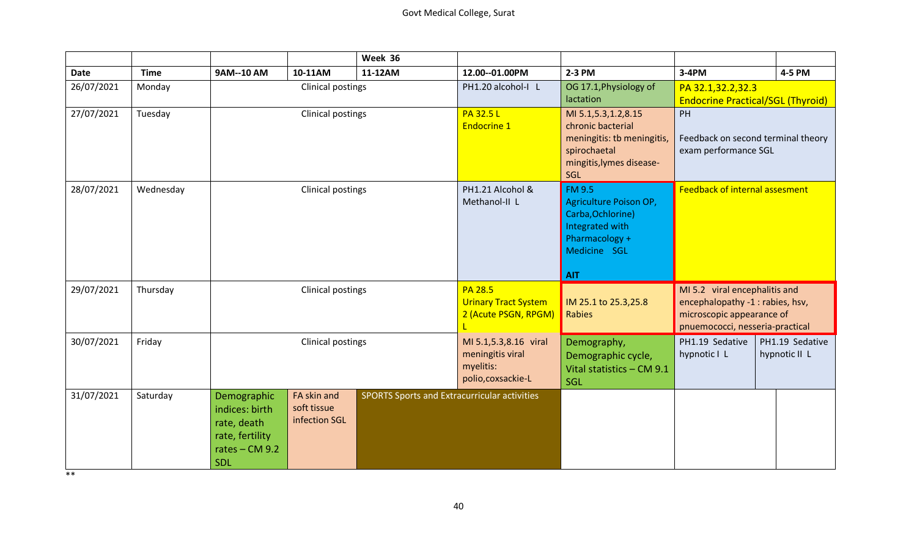| | | | | Week 36 | | | | |
|---|---|---|---|---|---|---|---|---|
| Date | Time | 9AM--10 AM | 10-11AM | 11-12AM | 12.00--01.00PM | 2-3 PM | 3-4PM | 4-5 PM |
| 26/07/2021 | Monday | Clinical postings | | | PH1.20 alcohol-I L | OG 17.1,Physiology of lactation | PA 32.1,32.2,32.3 Endocrine Practical/SGL (Thyroid) | |
| 27/07/2021 | Tuesday | Clinical postings | | | PA 32.5 L Endocrine 1 | MI 5.1,5.3,1.2,8.15 chronic bacterial meningitis: tb meningitis, spirochaetal mingitis,lymes disease- SGL | PH Feedback on second terminal theory exam performance SGL | |
| 28/07/2021 | Wednesday | Clinical postings | | | PH1.21 Alcohol & Methanol-II L | FM 9.5 Agriculture Poison OP, Carba,Ochlorine) Integrated with Pharmacology + Medicine SGL AIT | Feedback of internal assesment | |
| 29/07/2021 | Thursday | Clinical postings | | | PA 28.5 Urinary Tract System 2 (Acute PSGN, RPGM) L | IM 25.1 to 25.3,25.8 Rabies | MI 5.2 viral encephalitis and encephalopathy -1 : rabies, hsv, microscopic appearance of pnuemococci, nesseria-practical | |
| 30/07/2021 | Friday | Clinical postings | | | MI 5.1,5.3,8.16 viral meningitis viral myelitis: polio,coxsackie-L | Demography, Demographic cycle, Vital statistics – CM 9.1 SGL | PH1.19 Sedative hypnotic I L | PH1.19 Sedative hypnotic II L |
| 31/07/2021 | Saturday | Demographic indices: birth rate, death rate, fertility rates – CM 9.2 SDL | FA skin and soft tissue infection SGL | SPORTS Sports and Extracurricular activities | | | | |

**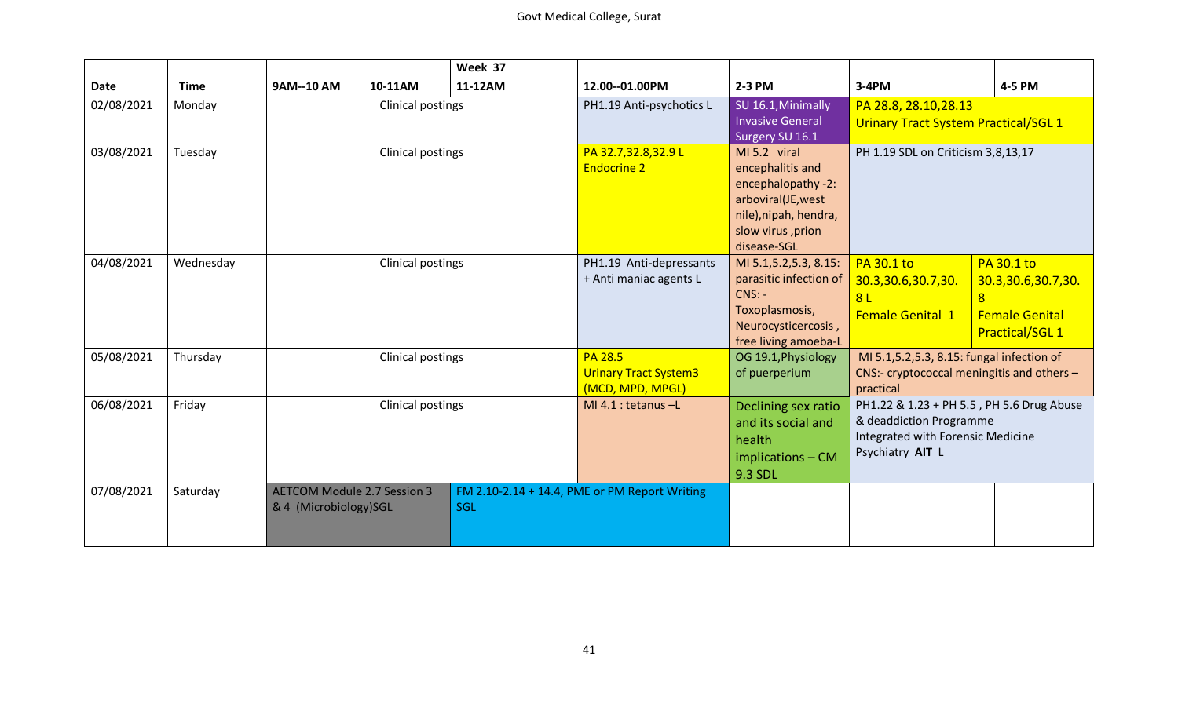| | | | | Week 37 | | | | |
|---|---|---|---|---|---|---|---|---|
| **Date** | **Time** | **9AM--10 AM** | **10-11AM** | **11-12AM** | **12.00--01.00PM** | **2-3 PM** | **3-4PM** | **4-5 PM** |
| 02/08/2021 | Monday | Clinical postings | | | PH1.19 Anti-psychotics L | SU 16.1,Minimally Invasive General Surgery SU 16.1 | PA 28.8, 28.10,28.13 Urinary Tract System Practical/SGL 1 | |
| 03/08/2021 | Tuesday | Clinical postings | | | PA 32.7,32.8,32.9 L Endocrine 2 | MI 5.2 viral encephalitis and encephalopathy -2: arboviral(JE,west nile),nipah, hendra, slow virus ,prion disease-SGL | PH 1.19 SDL on Criticism 3,8,13,17 | |
| 04/08/2021 | Wednesday | Clinical postings | | | PH1.19 Anti-depressants + Anti maniac agents L | MI 5.1,5.2,5.3, 8.15: parasitic infection of CNS: - Toxoplasmosis, Neurocysticercosis , free living amoeba-L | PA 30.1 to 30.3,30.6,30.7,30.8 L Female Genital 1 | PA 30.1 to 30.3,30.6,30.7,30.8 Female Genital Practical/SGL 1 |
| 05/08/2021 | Thursday | Clinical postings | | | PA 28.5 Urinary Tract System3 (MCD, MPD, MPGL) | OG 19.1,Physiology of puerperium | MI 5.1,5.2,5.3, 8.15: fungal infection of CNS:- cryptococcal meningitis and others – practical | |
| 06/08/2021 | Friday | Clinical postings | | | MI 4.1 : tetanus –L | Declining sex ratio and its social and health implications – CM 9.3 SDL | PH1.22 & 1.23 + PH 5.5 , PH 5.6 Drug Abuse & deaddiction Programme Integrated with Forensic Medicine Psychiatry **AIT** L | |
| 07/08/2021 | Saturday | AETCOM Module 2.7 Session 3 & 4 (Microbiology)SGL | | FM 2.10-2.14 + 14.4, PME or PM Report Writing SGL | | | | |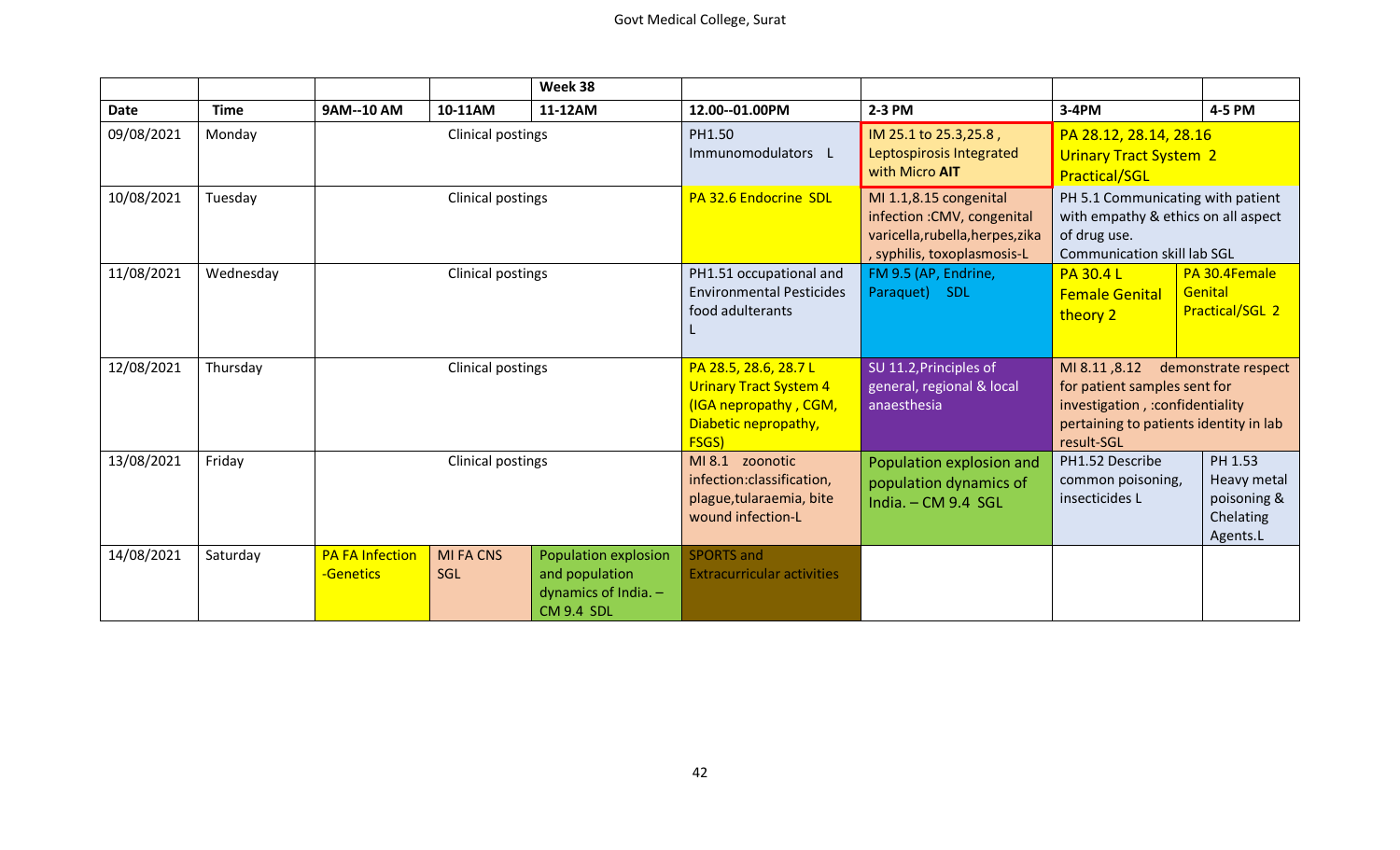Govt Medical College, Surat

| | | | | Week 38 | | | | |
|---|---|---|---|---|---|---|---|---|
| **Date** | **Time** | **9AM--10 AM** | **10-11AM** | **11-12AM** | **12.00--01.00PM** | **2-3 PM** | **3-4PM** | **4-5 PM** |
| 09/08/2021 | Monday | Clinical postings | | | PH1.50 Immunomodulators L | IM 25.1 to 25.3,25.8 , Leptospirosis Integrated with Micro **AIT** | PA 28.12, 28.14, 28.16 Urinary Tract System 2 Practical/SGL | |
| 10/08/2021 | Tuesday | Clinical postings | | | PA 32.6 Endocrine SDL | MI 1.1,8.15 congenital infection :CMV, congenital varicella,rubella,herpes,zika , syphilis, toxoplasmosis-L | PH 5.1 Communicating with patient with empathy & ethics on all aspect of drug use. Communication skill lab SGL | |
| 11/08/2021 | Wednesday | Clinical postings | | | PH1.51 occupational and Environmental Pesticides food adulterants L | FM 9.5 (AP, Endrine, Paraquet) SDL | PA 30.4 L Female Genital theory 2 | PA 30.4Female Genital Practical/SGL 2 |
| 12/08/2021 | Thursday | Clinical postings | | | PA 28.5, 28.6, 28.7 L Urinary Tract System 4 (IGA nepropathy , CGM, Diabetic nepropathy, FSGS) | SU 11.2,Principles of general, regional & local anaesthesia | MI 8.11 ,8.12 demonstrate respect for patient samples sent for investigation , :confidentiality pertaining to patients identity in lab result-SGL | |
| 13/08/2021 | Friday | Clinical postings | | | MI 8.1 zoonotic infection:classification, plague,tularaemia, bite wound infection-L | Population explosion and population dynamics of India. – CM 9.4 SGL | PH1.52 Describe common poisoning, insecticides L | PH 1.53 Heavy metal poisoning & Chelating Agents.L |
| 14/08/2021 | Saturday | PA FA Infection -Genetics | MI FA CNS SGL | Population explosion and population dynamics of India. – CM 9.4 SDL | SPORTS and Extracurricular activities | | | |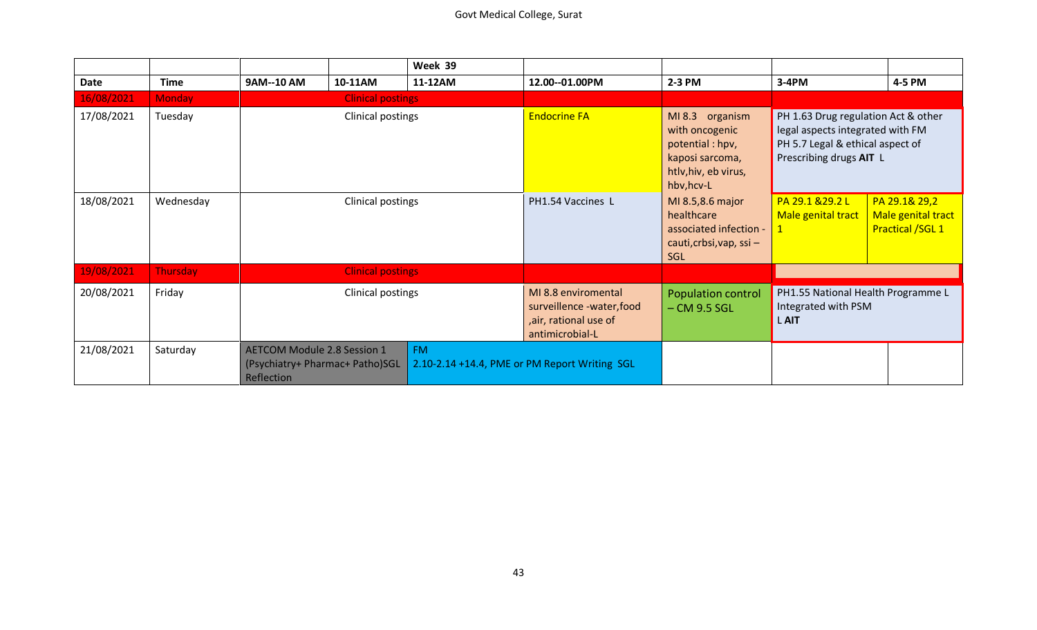|  |  |  |  | Week 39 |  |  |  |  |
|---|---|---|---|---|---|---|---|---|
| **Date** | **Time** | **9AM--10 AM** | **10-11AM** | **11-12AM** | **12.00--01.00PM** | **2-3 PM** | **3-4PM** | **4-5 PM** |
| 16/08/2021 | Monday | Clinical postings |  |  |  |  |  |  |
| 17/08/2021 | Tuesday | Clinical postings |  |  | Endocrine FA | MI 8.3 organism with oncogenic potential : hpv, kaposi sarcoma, htlv,hiv, eb virus, hbv,hcv-L | PH 1.63 Drug regulation Act & other legal aspects integrated with FM PH 5.7 Legal & ethical aspect of Prescribing drugs **AIT** L |  |
| 18/08/2021 | Wednesday | Clinical postings |  |  | PH1.54 Vaccines L | MI 8.5,8.6 major healthcare associated infection - cauti,crbsi,vap, ssi – SGL | PA 29.1 &29.2 L Male genital tract 1 | PA 29.1& 29,2 Male genital tract Practical /SGL 1 |
| 19/08/2021 | Thursday | Clinical postings |  |  |  |  |  |  |
| 20/08/2021 | Friday | Clinical postings |  |  | MI 8.8 enviromental surveillence -water,food ,air, rational use of antimicrobial-L | Population control – CM 9.5 SGL | PH1.55 National Health Programme L Integrated with PSM L **AIT** |  |
| 21/08/2021 | Saturday | AETCOM Module 2.8 Session 1 (Psychiatry+ Pharmac+ Patho)SGL Reflection |  | FM 2.10-2.14 +14.4, PME or PM Report Writing SGL |  |  |  |  |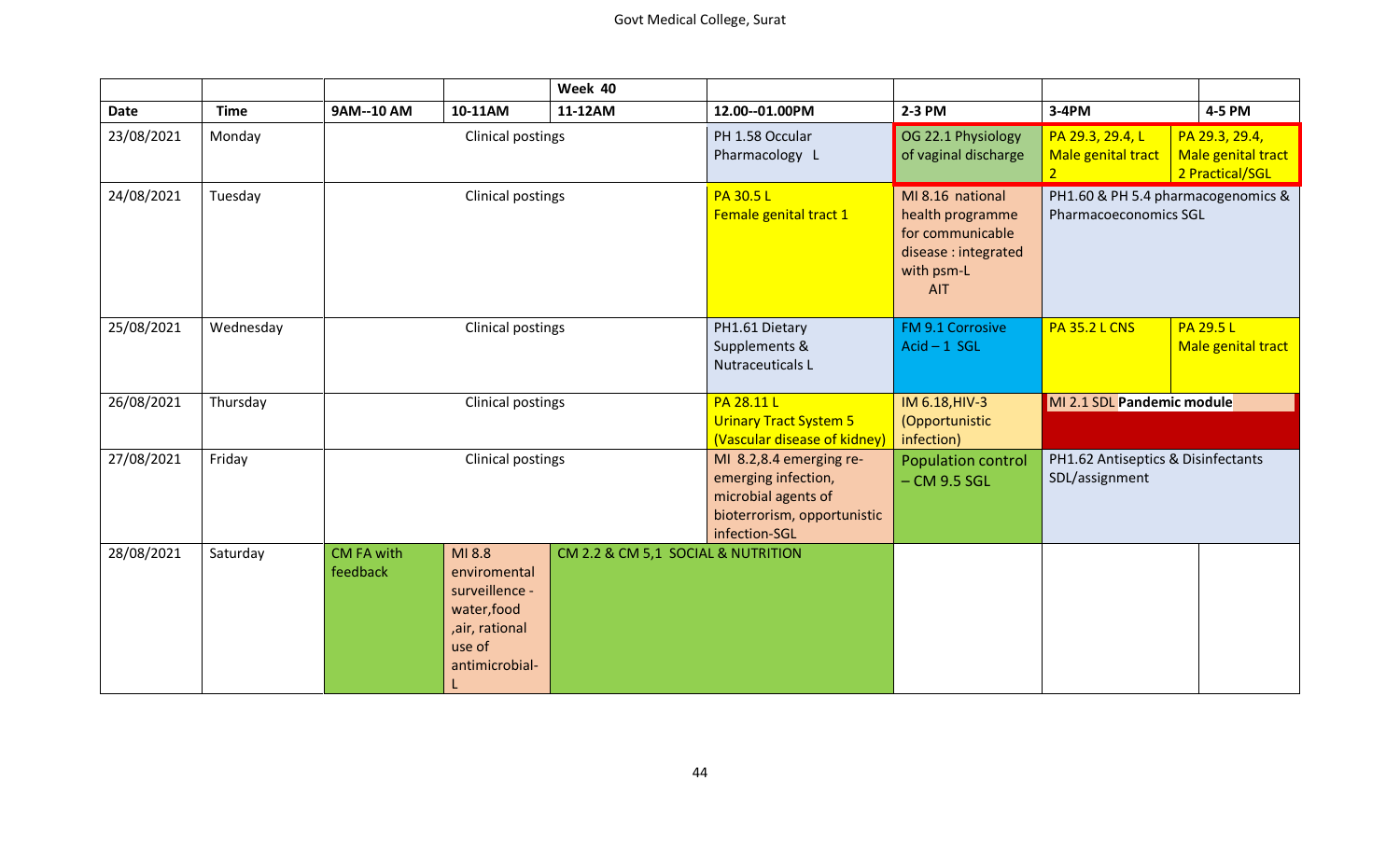| | | | | Week 40 | | | | |
|---|---|---|---|---|---|---|---|---|
| **Date** | **Time** | **9AM--10 AM** | **10-11AM** | **11-12AM** | **12.00--01.00PM** | **2-3 PM** | **3-4PM** | **4-5 PM** |
| 23/08/2021 | Monday | | Clinical postings | | PH 1.58 Occular Pharmacology L | OG 22.1 Physiology of vaginal discharge | PA 29.3, 29.4, L Male genital tract 2 | PA 29.3, 29.4, Male genital tract 2 Practical/SGL |
| 24/08/2021 | Tuesday | | Clinical postings | | PA 30.5 L Female genital tract 1 | MI 8.16 national health programme for communicable disease : integrated with psm-L AIT | PH1.60 & PH 5.4 pharmacogenomics & Pharmacoeconomics SGL | |
| 25/08/2021 | Wednesday | | Clinical postings | | PH1.61 Dietary Supplements & Nutraceuticals L | FM 9.1 Corrosive Acid – 1 SGL | PA 35.2 L CNS | PA 29.5 L Male genital tract |
| 26/08/2021 | Thursday | | Clinical postings | | PA 28.11 L Urinary Tract System 5 (Vascular disease of kidney) | IM 6.18,HIV-3 (Opportunistic infection) | MI 2.1 SDL **Pandemic module** | |
| 27/08/2021 | Friday | | Clinical postings | | MI 8.2,8.4 emerging re-emerging infection, microbial agents of bioterrorism, opportunistic infection-SGL | Population control – CM 9.5 SGL | PH1.62 Antiseptics & Disinfectants SDL/assignment | |
| 28/08/2021 | Saturday | CM FA with feedback | MI 8.8 enviromental surveillence - water,food ,air, rational use of antimicrobial-L | CM 2.2 & CM 5,1 SOCIAL & NUTRITION | | | | |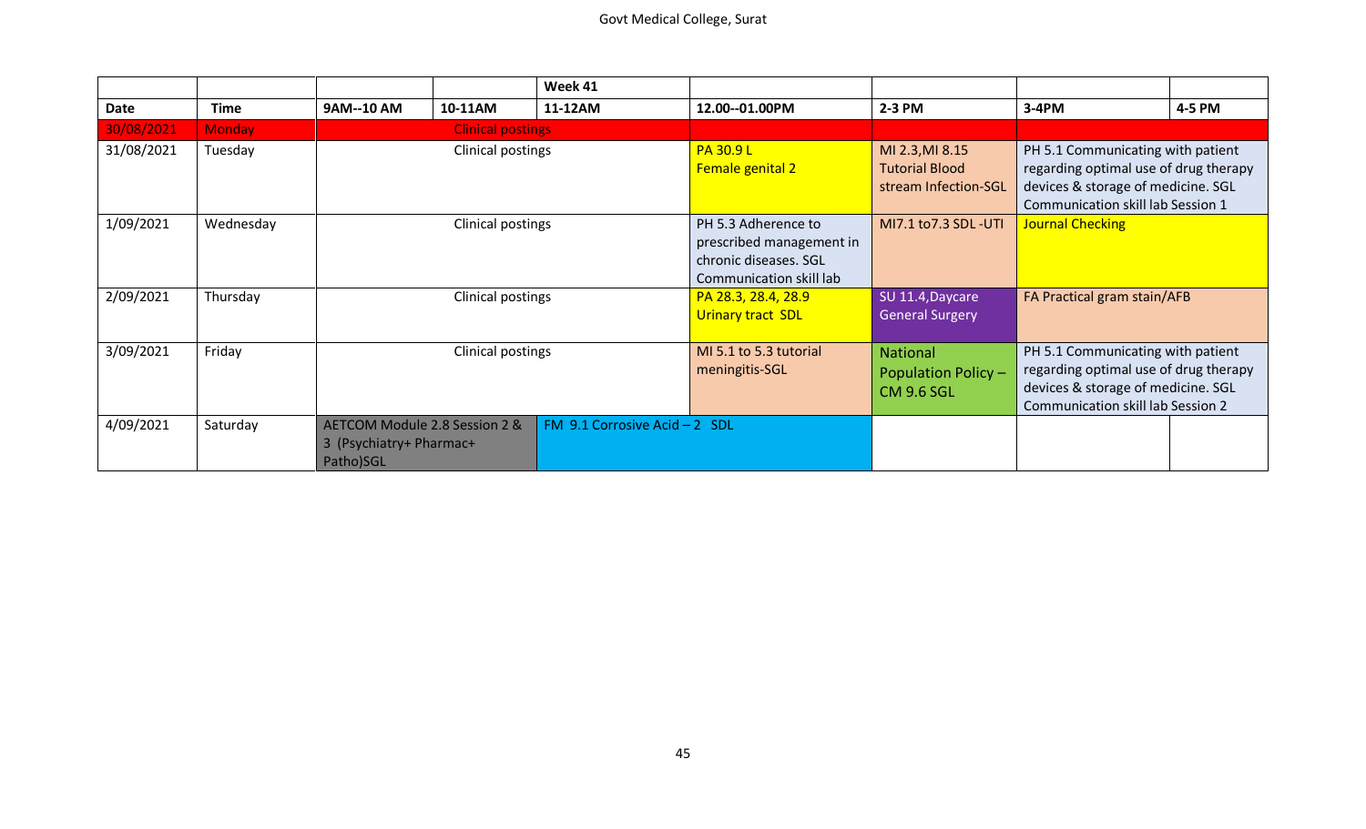| | | | | Week 41 | | | | |
|---|---|---|---|---|---|---|---|---|
| **Date** | **Time** | **9AM--10 AM** | **10-11AM** | **11-12AM** | **12.00--01.00PM** | **2-3 PM** | **3-4PM** | **4-5 PM** |
| 30/08/2021 | Monday | | Clinical postings | | | | | |
| 31/08/2021 | Tuesday | | Clinical postings | | PA 30.9 L Female genital 2 | MI 2.3,MI 8.15 Tutorial Blood stream Infection-SGL | PH 5.1 Communicating with patient regarding optimal use of drug therapy devices & storage of medicine. SGL Communication skill lab Session 1 | |
| 1/09/2021 | Wednesday | | Clinical postings | | PH 5.3 Adherence to prescribed management in chronic diseases. SGL Communication skill lab | MI7.1 to7.3 SDL -UTI | Journal Checking | |
| 2/09/2021 | Thursday | | Clinical postings | | PA 28.3, 28.4, 28.9 Urinary tract SDL | SU 11.4,Daycare General Surgery | FA Practical gram stain/AFB | |
| 3/09/2021 | Friday | | Clinical postings | | MI 5.1 to 5.3 tutorial meningitis-SGL | National Population Policy – CM 9.6 SGL | PH 5.1 Communicating with patient regarding optimal use of drug therapy devices & storage of medicine. SGL Communication skill lab Session 2 | |
| 4/09/2021 | Saturday | AETCOM Module 2.8 Session 2 & 3 (Psychiatry+ Pharmac+ Patho)SGL | | FM 9.1 Corrosive Acid – 2 SDL | | | | |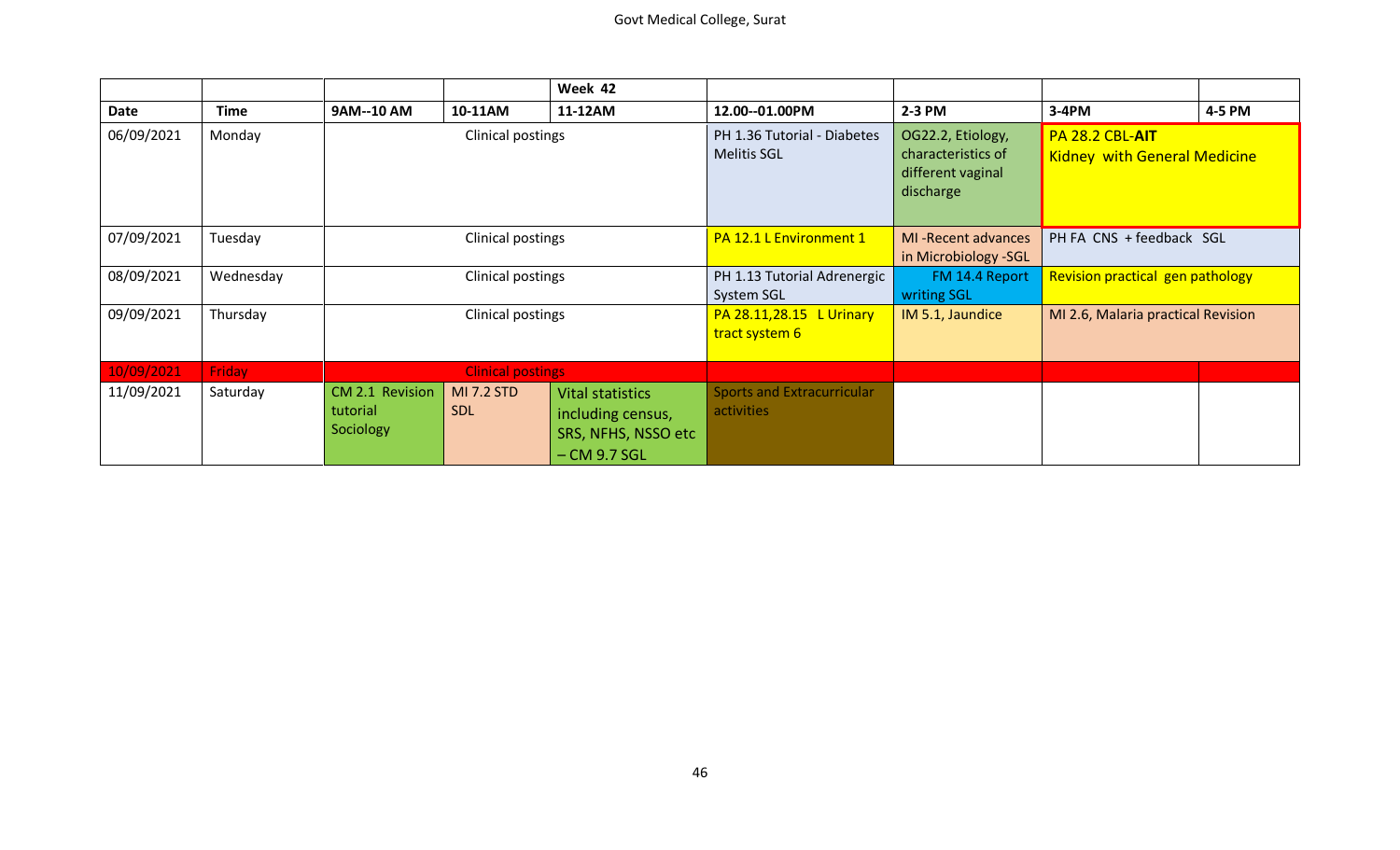| | | | | Week 42 | | | | |
|---|---|---|---|---|---|---|---|---|
| **Date** | **Time** | **9AM--10 AM** | **10-11AM** | **11-12AM** | **12.00--01.00PM** | **2-3 PM** | **3-4PM** | **4-5 PM** |
| 06/09/2021 | Monday | | Clinical postings | | PH 1.36 Tutorial - Diabetes Melitis SGL | OG22.2, Etiology, characteristics of different vaginal discharge | PA 28.2 CBL-**AIT** Kidney with General Medicine | |
| 07/09/2021 | Tuesday | | Clinical postings | | PA 12.1 L Environment 1 | MI -Recent advances in Microbiology -SGL | PH FA CNS + feedback SGL | |
| 08/09/2021 | Wednesday | | Clinical postings | | PH 1.13 Tutorial Adrenergic System SGL | FM 14.4 Report writing SGL | Revision practical gen pathology | |
| 09/09/2021 | Thursday | | Clinical postings | | PA 28.11,28.15 L Urinary tract system 6 | IM 5.1, Jaundice | MI 2.6, Malaria practical Revision | |
| 10/09/2021 | Friday | | Clinical postings | | | | | |
| 11/09/2021 | Saturday | CM 2.1 Revision tutorial Sociology | MI 7.2 STD SDL | Vital statistics including census, SRS, NFHS, NSSO etc – CM 9.7 SGL | Sports and Extracurricular activities | | | |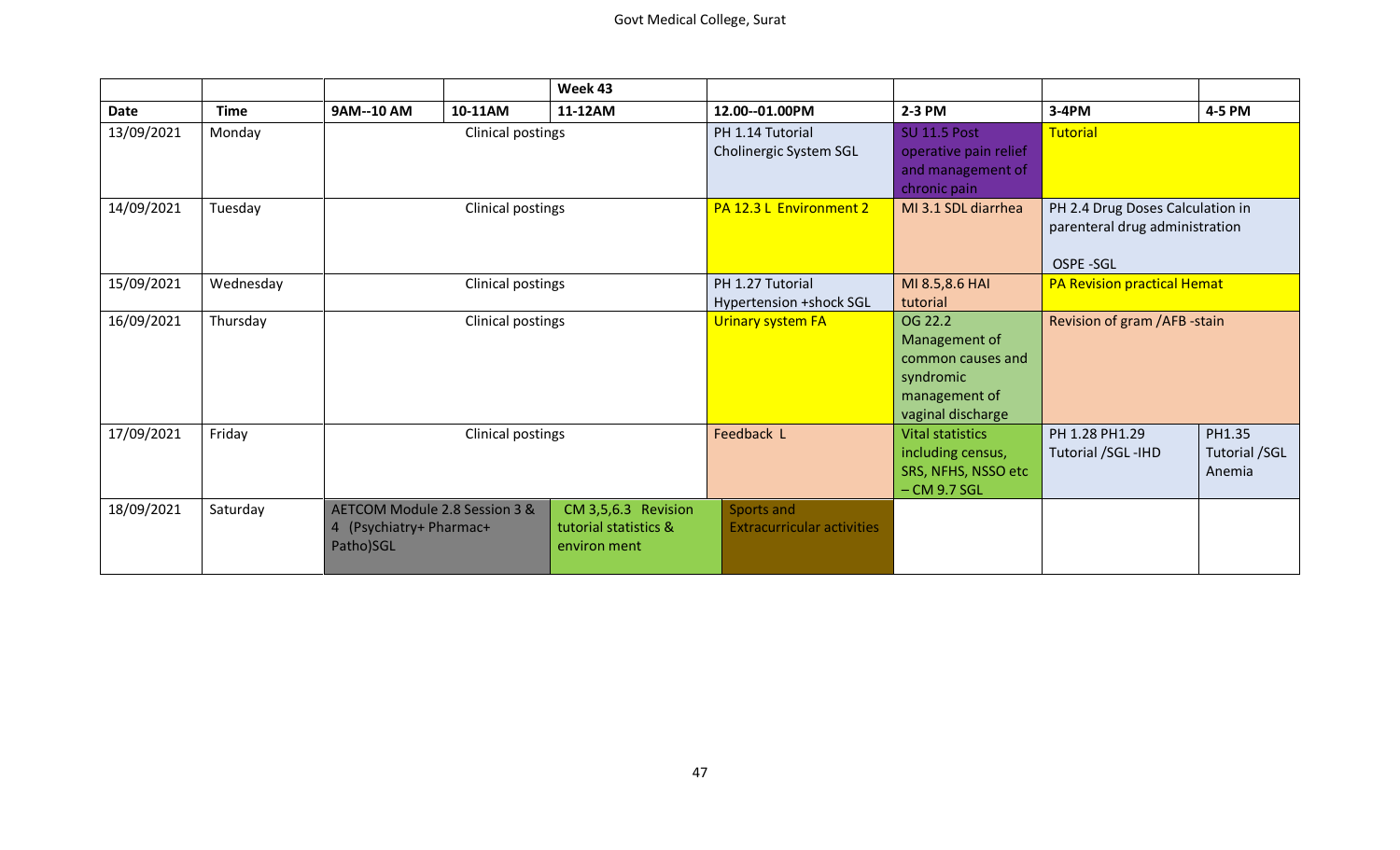| | | | | Week 43 | | | | |
|---|---|---|---|---|---|---|---|---|
| **Date** | **Time** | **9AM--10 AM** | **10-11AM** | **11-12AM** | **12.00--01.00PM** | **2-3 PM** | **3-4PM** | **4-5 PM** |
| 13/09/2021 | Monday | Clinical postings | | | PH 1.14 Tutorial Cholinergic System SGL | SU 11.5 Post operative pain relief and management of chronic pain | Tutorial | |
| 14/09/2021 | Tuesday | Clinical postings | | | PA 12.3 L Environment 2 | MI 3.1 SDL diarrhea | PH 2.4 Drug Doses Calculation in parenteral drug administration OSPE -SGL | |
| 15/09/2021 | Wednesday | Clinical postings | | | PH 1.27 Tutorial Hypertension +shock SGL | MI 8.5,8.6 HAI tutorial | PA Revision practical Hemat | |
| 16/09/2021 | Thursday | Clinical postings | | | Urinary system FA | OG 22.2 Management of common causes and syndromic management of vaginal discharge | Revision of gram /AFB -stain | |
| 17/09/2021 | Friday | Clinical postings | | | Feedback L | Vital statistics including census, SRS, NFHS, NSSO etc – CM 9.7 SGL | PH 1.28 PH1.29 Tutorial /SGL -IHD | PH1.35 Tutorial /SGL Anemia |
| 18/09/2021 | Saturday | AETCOM Module 2.8 Session 3 & 4 (Psychiatry+ Pharmac+ Patho)SGL | | CM 3,5,6.3 Revision tutorial statistics & environ ment | Sports and Extracurricular activities | | | |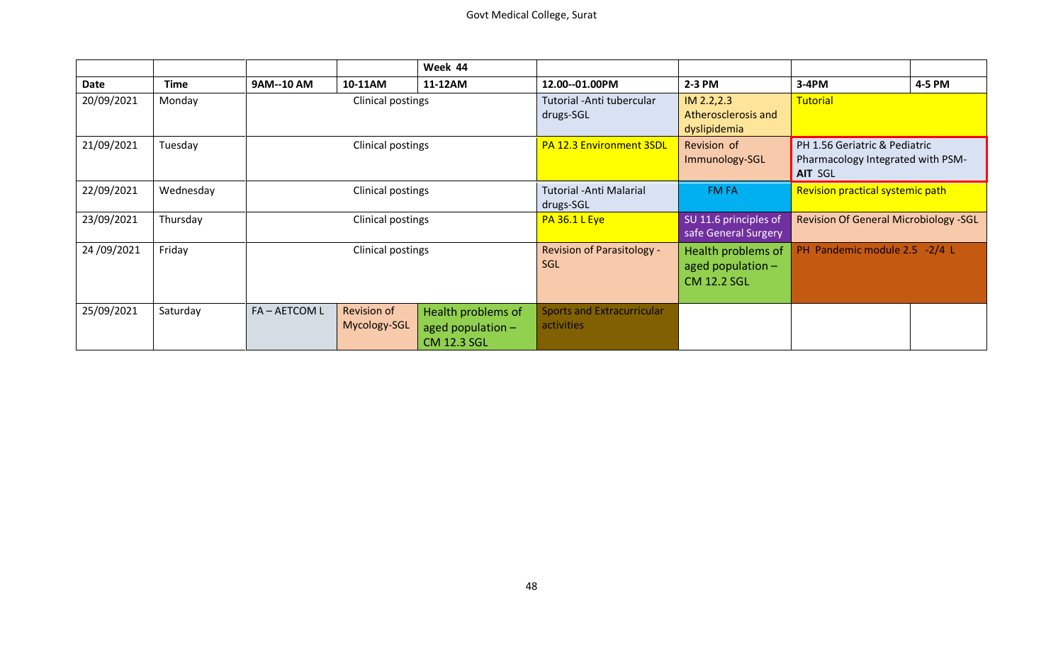|  |  |  |  | Week 44 |  |  |  |  |
|---|---|---|---|---|---|---|---|---|
| Date | Time | 9AM--10 AM | 10-11AM | 11-12AM | 12.00--01.00PM | 2-3 PM | 3-4PM | 4-5 PM |
| 20/09/2021 | Monday | Clinical postings |  |  | Tutorial -Anti tubercular drugs-SGL | IM 2.2,2.3 Atherosclerosis and dyslipidemia | Tutorial |  |
| 21/09/2021 | Tuesday | Clinical postings |  |  | PA 12.3 Environment 3SDL | Revision of Immunology-SGL | PH 1.56 Geriatric & Pediatric Pharmacology Integrated with PSM-**AIT** SGL |  |
| 22/09/2021 | Wednesday | Clinical postings |  |  | Tutorial -Anti Malarial drugs-SGL | FM FA | Revision practical systemic path |  |
| 23/09/2021 | Thursday | Clinical postings |  |  | PA 36.1 L Eye | SU 11.6 principles of safe General Surgery | Revision Of General Microbiology -SGL |  |
| 24 /09/2021 | Friday | Clinical postings |  |  | Revision of Parasitology - SGL | Health problems of aged population – CM 12.2 SGL | PH Pandemic module 2.5 -2/4 L |  |
| 25/09/2021 | Saturday | FA – AETCOM L | Revision of Mycology-SGL | Health problems of aged population – CM 12.3 SGL | Sports and Extracurricular activities |  |  |  |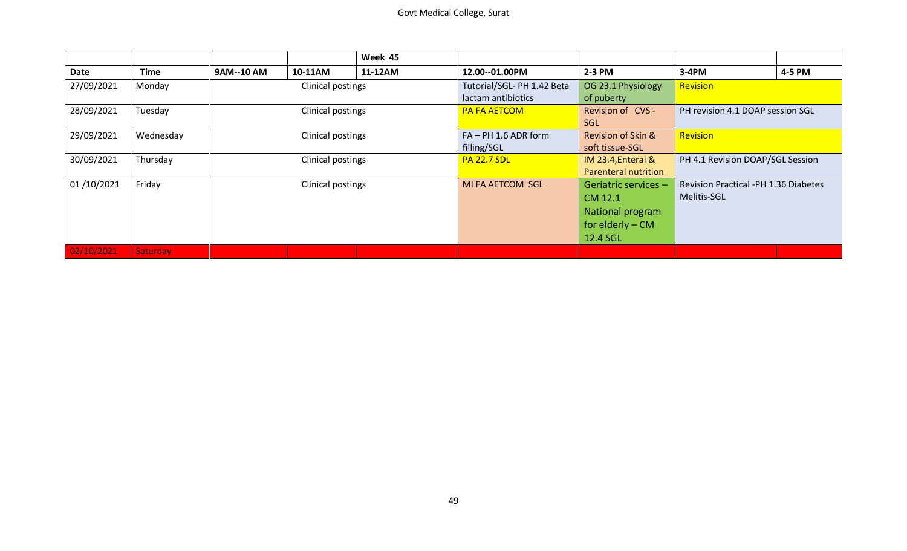|  |  |  |  | Week 45 |  |  |  |  |
|---|---|---|---|---|---|---|---|---|
| **Date** | **Time** | **9AM--10 AM** | **10-11AM** | **11-12AM** | **12.00--01.00PM** | **2-3 PM** | **3-4PM** | **4-5 PM** |
| 27/09/2021 | Monday | Clinical postings |  |  | Tutorial/SGL- PH 1.42 Beta lactam antibiotics | OG 23.1 Physiology of puberty | Revision |  |
| 28/09/2021 | Tuesday | Clinical postings |  |  | PA FA AETCOM | Revision of CVS - SGL | PH revision 4.1 DOAP session SGL |  |
| 29/09/2021 | Wednesday | Clinical postings |  |  | FA – PH 1.6 ADR form filling/SGL | Revision of Skin & soft tissue-SGL | Revision |  |
| 30/09/2021 | Thursday | Clinical postings |  |  | PA 22.7 SDL | IM 23.4,Enteral & Parenteral nutrition | PH 4.1 Revision DOAP/SGL Session |  |
| 01 /10/2021 | Friday | Clinical postings |  |  | MI FA AETCOM SGL | Geriatric services – CM 12.1 National program for elderly – CM 12.4 SGL | Revision Practical -PH 1.36 Diabetes Melitis-SGL |  |
| 02/10/2021 | Saturday |  |  |  |  |  |  |  |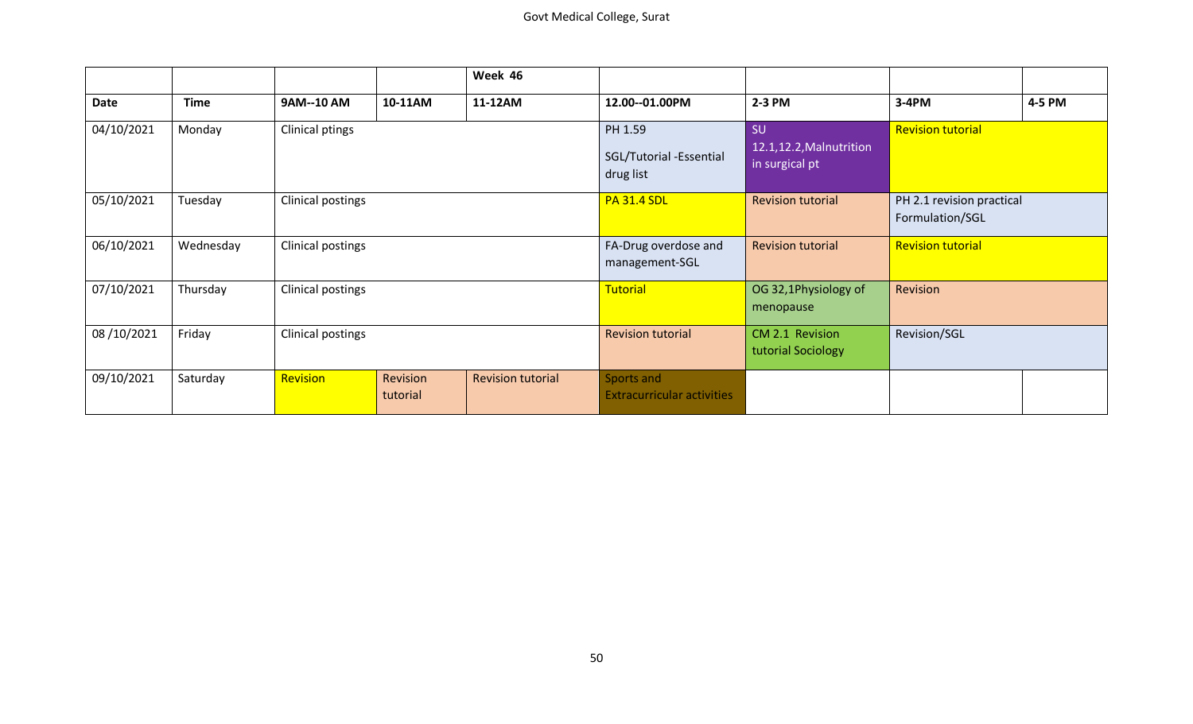| | | | | Week 46 | | | | |
|---|---|---|---|---|---|---|---|---|
| **Date** | **Time** | **9AM--10 AM** | **10-11AM** | **11-12AM** | **12.00--01.00PM** | **2-3 PM** | **3-4PM** | **4-5 PM** |
| 04/10/2021 | Monday | Clinical ptings | | | PH 1.59 SGL/Tutorial -Essential drug list | SU 12.1,12.2,Malnutrition in surgical pt | Revision tutorial | |
| 05/10/2021 | Tuesday | Clinical postings | | | PA 31.4 SDL | Revision tutorial | PH 2.1 revision practical Formulation/SGL | |
| 06/10/2021 | Wednesday | Clinical postings | | | FA-Drug overdose and management-SGL | Revision tutorial | Revision tutorial | |
| 07/10/2021 | Thursday | Clinical postings | | | Tutorial | OG 32,1Physiology of menopause | Revision | |
| 08 /10/2021 | Friday | Clinical postings | | | Revision tutorial | CM 2.1 Revision tutorial Sociology | Revision/SGL | |
| 09/10/2021 | Saturday | Revision | Revision tutorial | Revision tutorial | Sports and Extracurricular activities | | | |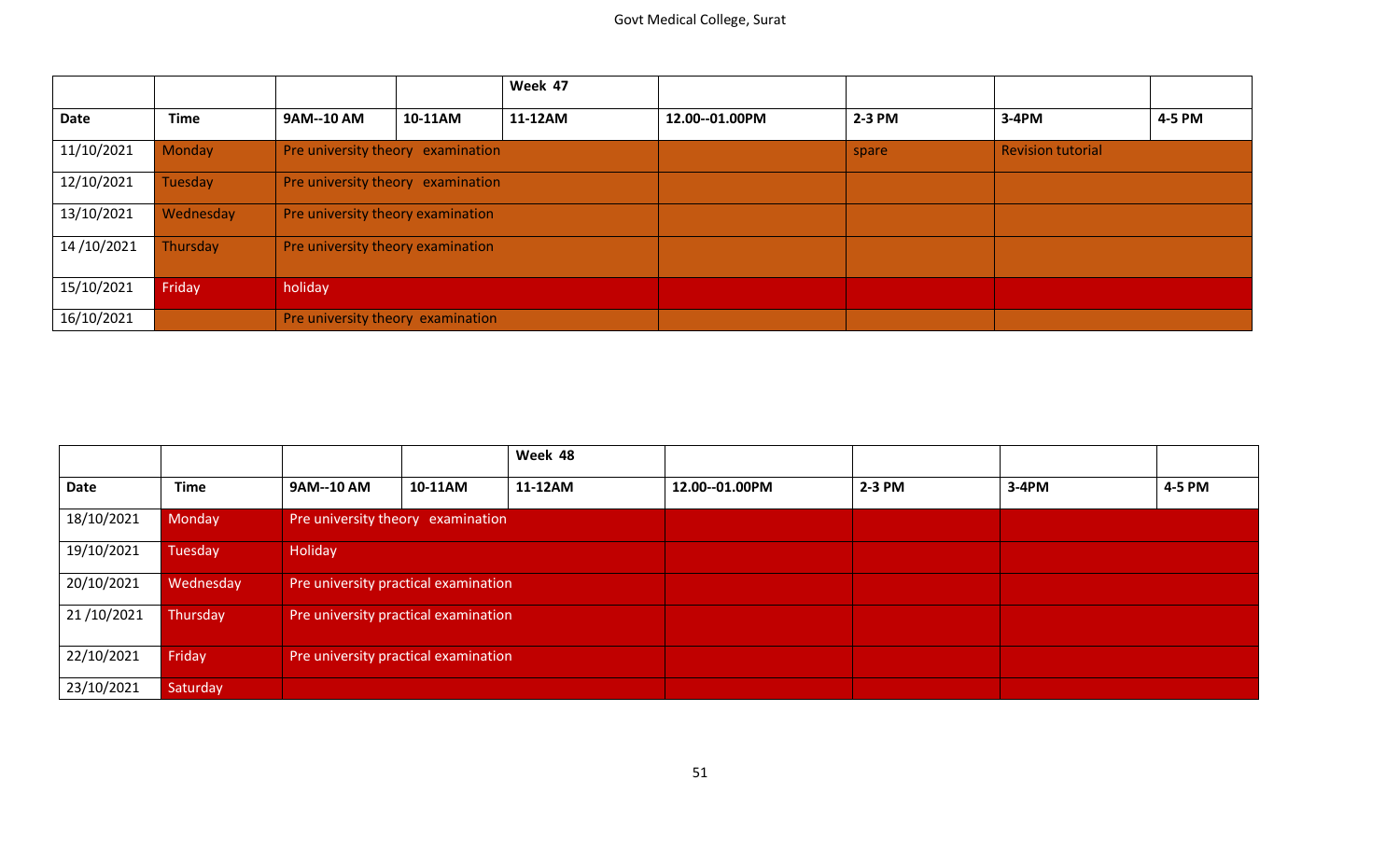| | | | | Week 47 | | | | |
|---|---|---|---|---|---|---|---|---|
| **Date** | **Time** | **9AM--10 AM** | **10-11AM** | **11-12AM** | **12.00--01.00PM** | **2-3 PM** | **3-4PM** | **4-5 PM** |
| 11/10/2021 | Monday | Pre university theory examination | | | | spare | Revision tutorial | |
| 12/10/2021 | Tuesday | Pre university theory examination | | | | | | |
| 13/10/2021 | Wednesday | Pre university theory examination | | | | | | |
| 14 /10/2021 | Thursday | Pre university theory examination | | | | | | |
| 15/10/2021 | Friday | holiday | | | | | | |
| 16/10/2021 | | Pre university theory examination | | | | | | |

| | | | | Week 48 | | | | |
|---|---|---|---|---|---|---|---|---|
| **Date** | **Time** | **9AM--10 AM** | **10-11AM** | **11-12AM** | **12.00--01.00PM** | **2-3 PM** | **3-4PM** | **4-5 PM** |
| 18/10/2021 | Monday | Pre university theory examination | | | | | | |
| 19/10/2021 | Tuesday | Holiday | | | | | | |
| 20/10/2021 | Wednesday | Pre university practical examination | | | | | | |
| 21 /10/2021 | Thursday | Pre university practical examination | | | | | | |
| 22/10/2021 | Friday | Pre university practical examination | | | | | | |
| 23/10/2021 | Saturday | | | | | | | |